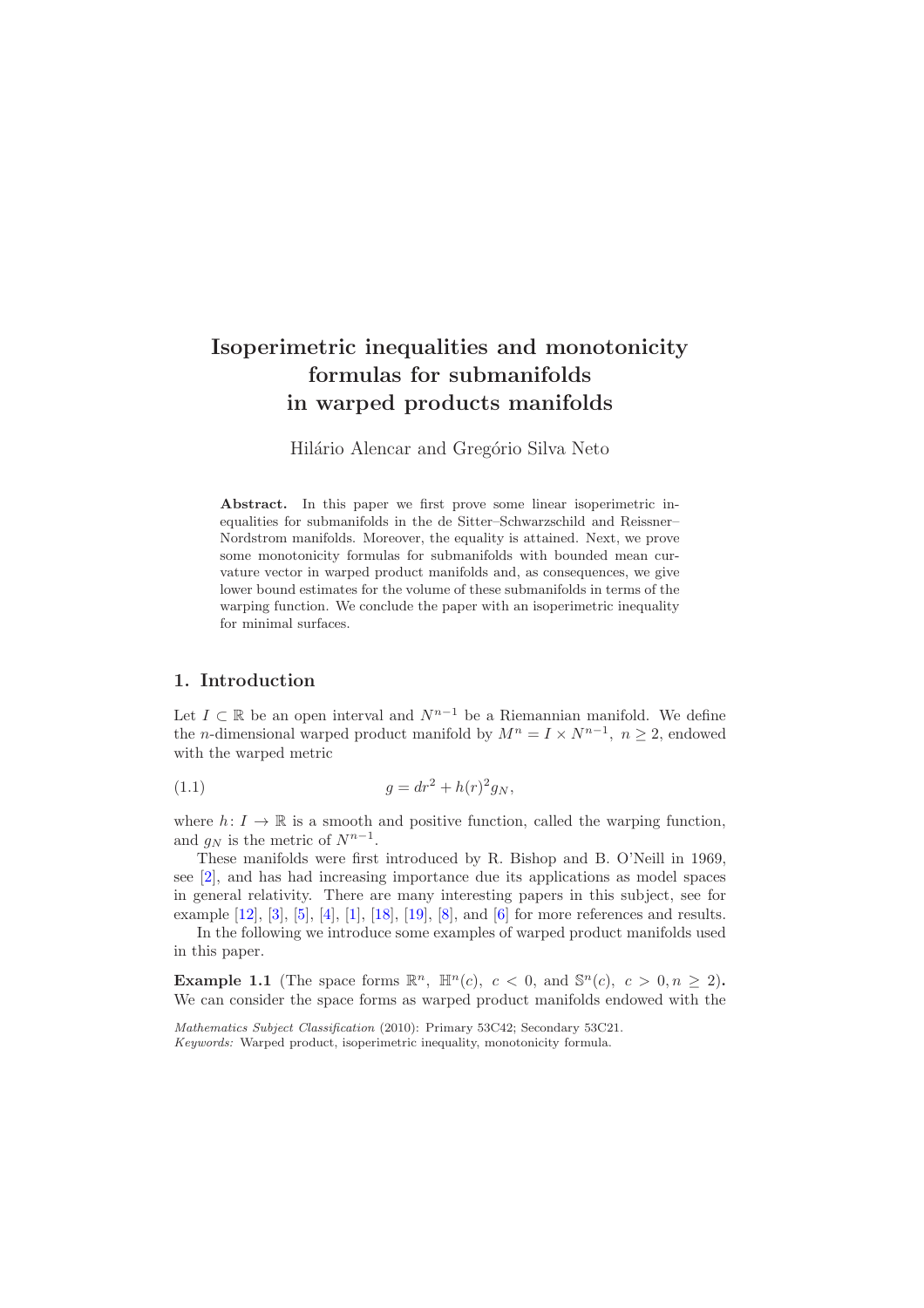# Isoperimetric inequalities and monotonicity formulas for submanifolds in warped products manifolds

Hilário Alencar and Gregório Silva Neto

**Abstract.** In this paper we first prove some linear isoperimetric inequalities for submanifolds in the de Sitter–Schwarzschild and Reissner–Nordstrom manifolds. Moreover, the equality is attained. Next, we prove some monotonicity formulas for submanifolds with bounded mean curvature vector in warped product manifolds and, as consequences, we give lower bound estimates for the volume of these submanifolds in terms of the warping function. We conclude the paper with an isoperimetric inequality for minimal surfaces.

## 1. Introduction

Let $I \subset \mathbb{R}$ be an open interval and $N^{n-1}$ be a Riemannian manifold. We define the $n$-dimensional warped product manifold by $M^n = I \times N^{n-1},\ n \geq 2$, endowed with the warped metric

$$g = dr^2 + h(r)^2 g_N, \tag{1.1}$$

where $h\colon I \to \mathbb{R}$ is a smooth and positive function, called the warping function, and $g_N$ is the metric of $N^{n-1}$.

These manifolds were first introduced by R. Bishop and B. O'Neill in 1969, see [2], and has had increasing importance due its applications as model spaces in general relativity. There are many interesting papers in this subject, see for example [12], [3], [5], [4], [1], [18], [19], [8], and [6] for more references and results.

In the following we introduce some examples of warped product manifolds used in this paper.

**Example 1.1** (The space forms $\mathbb{R}^n,\ \mathbb{H}^n(c),\ c < 0$, and $\mathbb{S}^n(c),\ c > 0, n \geq 2$)**.** We can consider the space forms as warped product manifolds endowed with the

*Mathematics Subject Classification* (2010): Primary 53C42; Secondary 53C21.
*Keywords:* Warped product, isoperimetric inequality, monotonicity formula.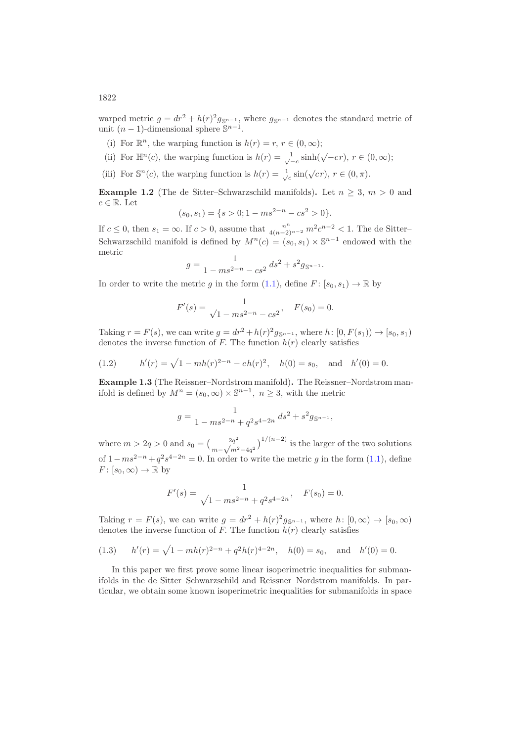warped metric $g = dr^2 + h(r)^2 g_{\mathbb{S}^{n-1}}$, where $g_{\mathbb{S}^{n-1}}$ denotes the standard metric of unit $(n-1)$-dimensional sphere $\mathbb{S}^{n-1}$.

(i) For $\mathbb{R}^n$, the warping function is $h(r) = r$, $r \in (0, \infty)$;

(ii) For $\mathbb{H}^n(c)$, the warping function is $h(r) = \frac{1}{\sqrt{-c}} \sinh(\sqrt{-c}r)$, $r \in (0, \infty)$;

(iii) For $\mathbb{S}^n(c)$, the warping function is $h(r) = \frac{1}{\sqrt{c}} \sin(\sqrt{c}r)$, $r \in (0, \pi)$.

**Example 1.2** (The de Sitter–Schwarzschild manifolds)**.** Let $n \geq 3$, $m > 0$ and $c \in \mathbb{R}$. Let

$$(s_0, s_1) = \{s > 0; 1 - ms^{2-n} - cs^2 > 0\}.$$

If $c \leq 0$, then $s_1 = \infty$. If $c > 0$, assume that $\frac{n^n}{4(n-2)^{n-2}} m^2 c^{n-2} < 1$. The de Sitter–Schwarzschild manifold is defined by $M^n(c) = (s_0, s_1) \times \mathbb{S}^{n-1}$ endowed with the metric

$$g = \frac{1}{1 - ms^{2-n} - cs^2} ds^2 + s^2 g_{\mathbb{S}^{n-1}}.$$

In order to write the metric $g$ in the form (1.1), define $F \colon [s_0, s_1) \to \mathbb{R}$ by

$$F'(s) = \frac{1}{\sqrt{1 - ms^{2-n} - cs^2}}, \quad F(s_0) = 0.$$

Taking $r = F(s)$, we can write $g = dr^2 + h(r)^2 g_{\mathbb{S}^{n-1}}$, where $h \colon [0, F(s_1)) \to [s_0, s_1)$ denotes the inverse function of $F$. The function $h(r)$ clearly satisfies

$$h'(r) = \sqrt{1 - mh(r)^{2-n} - ch(r)^2}, \quad h(0) = s_0, \quad \text{and} \quad h'(0) = 0. \tag{1.2}$$

**Example 1.3** (The Reissner–Nordstrom manifold)**.** The Reissner–Nordstrom manifold is defined by $M^n = (s_0, \infty) \times \mathbb{S}^{n-1}$, $n \geq 3$, with the metric

$$g = \frac{1}{1 - ms^{2-n} + q^2 s^{4-2n}} ds^2 + s^2 g_{\mathbb{S}^{n-1}},$$

where $m > 2q > 0$ and $s_0 = \left(\frac{2q^2}{m - \sqrt{m^2 - 4q^2}}\right)^{1/(n-2)}$ is the larger of the two solutions of $1 - ms^{2-n} + q^2 s^{4-2n} = 0$. In order to write the metric $g$ in the form (1.1), define $F \colon [s_0, \infty) \to \mathbb{R}$ by

$$F'(s) = \frac{1}{\sqrt{1 - ms^{2-n} + q^2 s^{4-2n}}}, \quad F(s_0) = 0.$$

Taking $r = F(s)$, we can write $g = dr^2 + h(r)^2 g_{\mathbb{S}^{n-1}}$, where $h \colon [0, \infty) \to [s_0, \infty)$ denotes the inverse function of $F$. The function $h(r)$ clearly satisfies

$$h'(r) = \sqrt{1 - mh(r)^{2-n} + q^2 h(r)^{4-2n}}, \quad h(0) = s_0, \quad \text{and} \quad h'(0) = 0. \tag{1.3}$$

In this paper we first prove some linear isoperimetric inequalities for submanifolds in the de Sitter–Schwarzschild and Reissner–Nordstrom manifolds. In particular, we obtain some known isoperimetric inequalities for submanifolds in space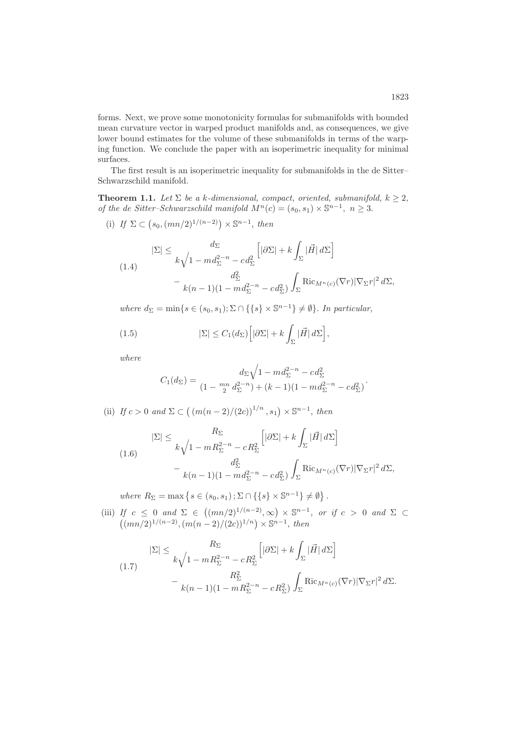forms. Next, we prove some monotonicity formulas for submanifolds with bounded mean curvature vector in warped product manifolds and, as consequences, we give lower bound estimates for the volume of these submanifolds in terms of the warping function. We conclude the paper with an isoperimetric inequality for minimal surfaces.

The first result is an isoperimetric inequality for submanifolds in the de Sitter–Schwarzschild manifold.

**Theorem 1.1.** *Let $\Sigma$ be a $k$-dimensional, compact, oriented, submanifold, $k \geq 2$, of the de Sitter–Schwarzschild manifold $M^n(c) = (s_0, s_1) \times \mathbb{S}^{n-1}$, $n \geq 3$.*

(i) *If $\Sigma \subset \big(s_0, (mn/2)^{1/(n-2)}\big) \times \mathbb{S}^{n-1}$, then*

$$
\begin{aligned}
|\Sigma| \leq\ & \frac{d_\Sigma}{k\sqrt{1 - m d_\Sigma^{2-n} - c d_\Sigma^2}} \Big[ |\partial \Sigma| + k \int_\Sigma |\vec{H}| \, d\Sigma \Big] \\
& - \frac{d_\Sigma^2}{k(n-1)(1 - m d_\Sigma^{2-n} - c d_\Sigma^2)} \int_\Sigma \mathrm{Ric}_{M^n(c)}(\nabla r) |\nabla_\Sigma r|^2 \, d\Sigma,
\end{aligned}
\tag{1.4}
$$

*where $d_\Sigma = \min\{s \in (s_0, s_1); \Sigma \cap \{\{s\} \times \mathbb{S}^{n-1}\} \neq \emptyset\}$. In particular,*

$$
|\Sigma| \leq C_1(d_\Sigma) \Big[ |\partial \Sigma| + k \int_\Sigma |\vec{H}| \, d\Sigma \Big],
\tag{1.5}
$$

*where*

$$
C_1(d_\Sigma) = \frac{d_\Sigma \sqrt{1 - m d_\Sigma^{2-n} - c d_\Sigma^2}}{(1 - \frac{mn}{2} d_\Sigma^{2-n}) + (k-1)(1 - m d_\Sigma^{2-n} - c d_\Sigma^2)}.
$$

(ii) *If $c > 0$ and $\Sigma \subset \big( (m(n-2)/(2c))^{1/n}, s_1 \big) \times \mathbb{S}^{n-1}$, then*

$$
\begin{aligned}
|\Sigma| \leq\ & \frac{R_\Sigma}{k\sqrt{1 - m R_\Sigma^{2-n} - c R_\Sigma^2}} \Big[ |\partial \Sigma| + k \int_\Sigma |\vec{H}| \, d\Sigma \Big] \\
& - \frac{d_\Sigma^2}{k(n-1)(1 - m d_\Sigma^{2-n} - c d_\Sigma^2)} \int_\Sigma \mathrm{Ric}_{M^n(c)}(\nabla r) |\nabla_\Sigma r|^2 \, d\Sigma,
\end{aligned}
\tag{1.6}
$$

*where $R_\Sigma = \max\big\{ s \in (s_0, s_1) \,; \Sigma \cap \{\{s\} \times \mathbb{S}^{n-1}\} \neq \emptyset \big\}$.*

(iii) *If $c \leq 0$ and $\Sigma \in \big((mn/2)^{1/(n-2)}, \infty\big) \times \mathbb{S}^{n-1}$, or if $c > 0$ and $\Sigma \subset \big((mn/2)^{1/(n-2)}, (m(n-2)/(2c))^{1/n}\big) \times \mathbb{S}^{n-1}$, then*

$$
\begin{aligned}
|\Sigma| \leq\ & \frac{R_\Sigma}{k\sqrt{1 - m R_\Sigma^{2-n} - c R_\Sigma^2}} \Big[ |\partial \Sigma| + k \int_\Sigma |\vec{H}| \, d\Sigma \Big] \\
& - \frac{R_\Sigma^2}{k(n-1)(1 - m R_\Sigma^{2-n} - c R_\Sigma^2)} \int_\Sigma \mathrm{Ric}_{M^n(c)}(\nabla r) |\nabla_\Sigma r|^2 \, d\Sigma.
\end{aligned}
\tag{1.7}
$$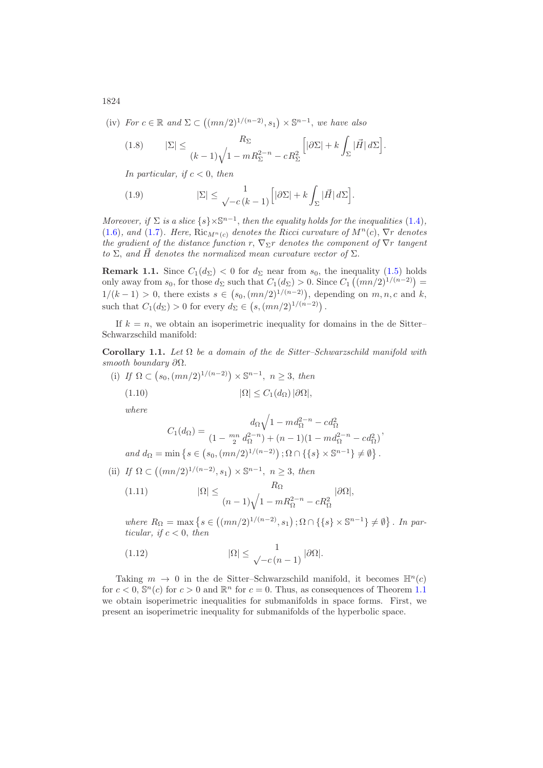(iv) *For $c \in \mathbb{R}$ and $\Sigma \subset \left((mn/2)^{1/(n-2)}, s_1\right) \times \mathbb{S}^{n-1}$, we have also*

$$|\Sigma| \leq \frac{R_\Sigma}{(k-1)\sqrt{1 - mR_\Sigma^{2-n} - cR_\Sigma^2}} \Big[|\partial\Sigma| + k\int_\Sigma |\vec{H}|\, d\Sigma\Big]. \tag{1.8}$$

*In particular, if $c < 0$, then*

$$|\Sigma| \leq \frac{1}{\sqrt{-c}\,(k-1)} \Big[|\partial\Sigma| + k\int_\Sigma |\vec{H}|\, d\Sigma\Big]. \tag{1.9}$$

*Moreover, if $\Sigma$ is a slice $\{s\}\times\mathbb{S}^{n-1}$, then the equality holds for the inequalities* (1.4), (1.6), *and* (1.7). *Here,* $\mathrm{Ric}_{M^n(c)}$ *denotes the Ricci curvature of* $M^n(c)$, $\nabla r$ *denotes the gradient of the distance function* $r$, $\nabla_\Sigma r$ *denotes the component of* $\nabla r$ *tangent to* $\Sigma$, *and* $\vec{H}$ *denotes the normalized mean curvature vector of* $\Sigma$.

**Remark 1.1.** Since $C_1(d_\Sigma) < 0$ for $d_\Sigma$ near from $s_0$, the inequality (1.5) holds only away from $s_0$, for those $d_\Sigma$ such that $C_1(d_\Sigma) > 0$. Since $C_1\left((mn/2)^{1/(n-2)}\right) = 1/(k-1) > 0$, there exists $s \in \left(s_0, (mn/2)^{1/(n-2)}\right)$, depending on $m, n, c$ and $k$, such that $C_1(d_\Sigma) > 0$ for every $d_\Sigma \in \left(s, (mn/2)^{1/(n-2)}\right)$.

If $k = n$, we obtain an isoperimetric inequality for domains in the de Sitter–Schwarzschild manifold:

**Corollary 1.1.** *Let $\Omega$ be a domain of the de Sitter–Schwarzschild manifold with smooth boundary $\partial\Omega$.*

(i) *If $\Omega \subset \left(s_0, (mn/2)^{1/(n-2)}\right) \times \mathbb{S}^{n-1}$, $n \geq 3$, then*

$$|\Omega| \leq C_1(d_\Omega)\,|\partial\Omega|, \tag{1.10}$$

*where*

$$C_1(d_\Omega) = \frac{d_\Omega\sqrt{1 - md_\Omega^{2-n} - cd_\Omega^2}}{(1 - \frac{mn}{2}\, d_\Omega^{2-n}) + (n-1)(1 - md_\Omega^{2-n} - cd_\Omega^2)},$$

*and $d_\Omega = \min\left\{s \in \left(s_0, (mn/2)^{1/(n-2)}\right); \Omega \cap \{\{s\}\times\mathbb{S}^{n-1}\} \neq \emptyset\right\}$.*

(ii) *If $\Omega \subset \left((mn/2)^{1/(n-2)}, s_1\right) \times \mathbb{S}^{n-1}$, $n \geq 3$, then*

$$|\Omega| \leq \frac{R_\Omega}{(n-1)\sqrt{1 - mR_\Omega^{2-n} - cR_\Omega^2}}\,|\partial\Omega|, \tag{1.11}$$

*where $R_\Omega = \max\left\{s \in \left((mn/2)^{1/(n-2)}, s_1\right); \Omega \cap \{\{s\}\times\mathbb{S}^{n-1}\} \neq \emptyset\right\}$. In particular, if $c < 0$, then*

$$|\Omega| \leq \frac{1}{\sqrt{-c}\,(n-1)}\,|\partial\Omega|. \tag{1.12}$$

Taking $m \to 0$ in the de Sitter–Schwarzschild manifold, it becomes $\mathbb{H}^n(c)$ for $c < 0$, $\mathbb{S}^n(c)$ for $c > 0$ and $\mathbb{R}^n$ for $c = 0$. Thus, as consequences of Theorem 1.1 we obtain isoperimetric inequalities for submanifolds in space forms. First, we present an isoperimetric inequality for submanifolds of the hyperbolic space.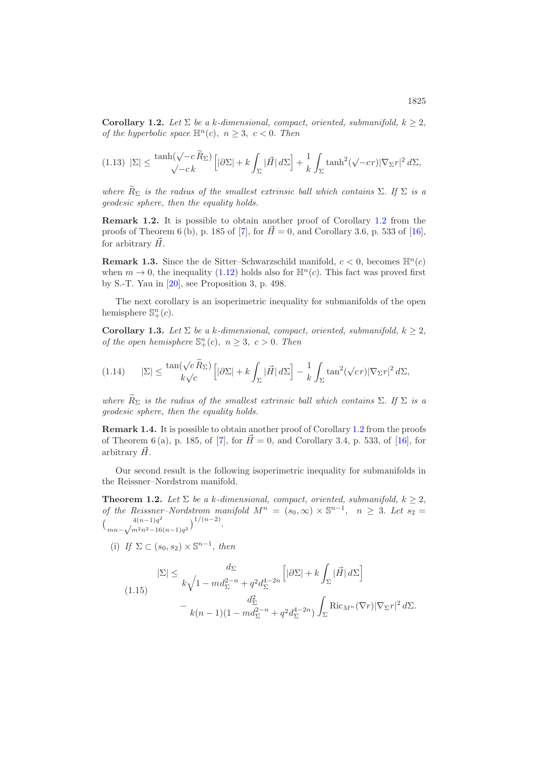**Corollary 1.2.** *Let $\Sigma$ be a $k$-dimensional, compact, oriented, submanifold, $k \geq 2$, of the hyperbolic space $\mathbb{H}^n(c)$, $n \geq 3$, $c < 0$. Then*

$$(1.13)\quad |\Sigma| \leq \frac{\tanh(\sqrt{-c}\,\widetilde{R}_\Sigma)}{\sqrt{-c}\,k}\Big[|\partial\Sigma| + k\int_\Sigma |\vec{H}|\,d\Sigma\Big] + \frac{1}{k}\int_\Sigma \tanh^2(\sqrt{-c}r)|\nabla_\Sigma r|^2\,d\Sigma,$$

*where $\widetilde{R}_\Sigma$ is the radius of the smallest extrinsic ball which contains $\Sigma$. If $\Sigma$ is a geodesic sphere, then the equality holds.*

**Remark 1.2.** It is possible to obtain another proof of Corollary 1.2 from the proofs of Theorem 6 (b), p. 185 of [7], for $\vec{H} = 0$, and Corollary 3.6, p. 533 of [16], for arbitrary $\vec{H}$.

**Remark 1.3.** Since the de Sitter–Schwarzschild manifold, $c < 0$, becomes $\mathbb{H}^n(c)$ when $m \to 0$, the inequality (1.12) holds also for $\mathbb{H}^n(c)$. This fact was proved first by S.-T. Yau in [20], see Proposition 3, p. 498.

The next corollary is an isoperimetric inequality for submanifolds of the open hemisphere $\mathbb{S}^n_+(c)$.

**Corollary 1.3.** *Let $\Sigma$ be a $k$-dimensional, compact, oriented, submanifold, $k \geq 2$, of the open hemisphere $\mathbb{S}^n_+(c)$, $n \geq 3$, $c > 0$. Then*

$$(1.14)\qquad |\Sigma| \leq \frac{\tan(\sqrt{c}\,\widetilde{R}_\Sigma)}{k\sqrt{c}}\Big[|\partial\Sigma| + k\int_\Sigma |\vec{H}|\,d\Sigma\Big] - \frac{1}{k}\int_\Sigma \tan^2(\sqrt{c}r)|\nabla_\Sigma r|^2\,d\Sigma,$$

*where $\widetilde{R}_\Sigma$ is the radius of the smallest extrinsic ball which contains $\Sigma$. If $\Sigma$ is a geodesic sphere, then the equality holds.*

**Remark 1.4.** It is possible to obtain another proof of Corollary 1.2 from the proofs of Theorem 6 (a), p. 185, of [7], for $\vec{H} = 0$, and Corollary 3.4, p. 533, of [16], for arbitrary $\vec{H}$.

Our second result is the following isoperimetric inequality for submanifolds in the Reissner–Nordstrom manifold.

**Theorem 1.2.** *Let $\Sigma$ be a $k$-dimensional, compact, oriented, submanifold, $k \geq 2$, of the Reissner–Nordstrom manifold $M^n = (s_0, \infty) \times \mathbb{S}^{n-1}$, $n \geq 3$. Let $s_2 = \big(\frac{4(n-1)q^2}{mn - \sqrt{m^2n^2 - 16(n-1)q^2}}\big)^{1/(n-2)}$.*

(i) *If $\Sigma \subset (s_0, s_2) \times \mathbb{S}^{n-1}$, then*

$$(1.15)\quad \begin{aligned} |\Sigma| \leq{}& \frac{d_\Sigma}{k\sqrt{1 - md_\Sigma^{2-n} + q^2 d_\Sigma^{4-2n}}}\Big[|\partial\Sigma| + k\int_\Sigma |\vec{H}|\,d\Sigma\Big] \\ &- \frac{d_\Sigma^2}{k(n-1)(1 - md_\Sigma^{2-n} + q^2 d_\Sigma^{4-2n})}\int_\Sigma \mathrm{Ric}_{M^n}(\nabla r)|\nabla_\Sigma r|^2\,d\Sigma. \end{aligned}$$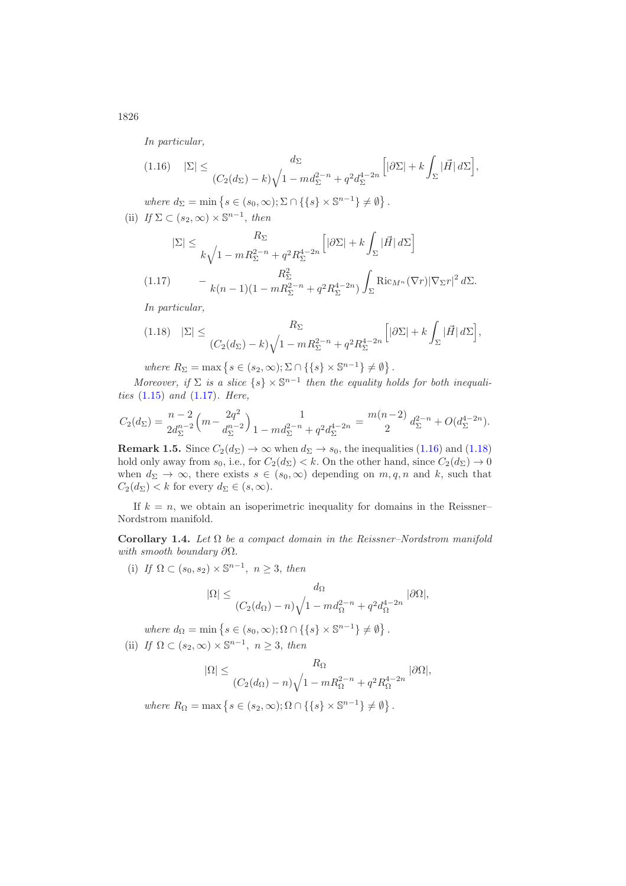*In particular,*

$$(1.16) \quad |\Sigma| \leq \frac{d_\Sigma}{(C_2(d_\Sigma) - k)\sqrt{1 - md_\Sigma^{2-n} + q^2 d_\Sigma^{4-2n}}} \Big[ |\partial\Sigma| + k \int_\Sigma |\vec{H}|\, d\Sigma \Big],$$

*where* $d_\Sigma = \min\left\{ s \in (s_0, \infty); \Sigma \cap \{\{s\} \times \mathbb{S}^{n-1}\} \neq \emptyset \right\}$.

(ii) *If* $\Sigma \subset (s_2, \infty) \times \mathbb{S}^{n-1}$, *then*

$$|\Sigma| \leq \frac{R_\Sigma}{k\sqrt{1 - mR_\Sigma^{2-n} + q^2 R_\Sigma^{4-2n}}} \Big[ |\partial\Sigma| + k \int_\Sigma |\vec{H}|\, d\Sigma \Big]$$

$$(1.17) \qquad - \frac{R_\Sigma^2}{k(n-1)(1 - mR_\Sigma^{2-n} + q^2 R_\Sigma^{4-2n})} \int_\Sigma \mathrm{Ric}_{M^n}(\nabla r) |\nabla_\Sigma r|^2 \, d\Sigma.$$

*In particular,*

$$(1.18) \quad |\Sigma| \leq \frac{R_\Sigma}{(C_2(d_\Sigma) - k)\sqrt{1 - mR_\Sigma^{2-n} + q^2 R_\Sigma^{4-2n}}} \Big[ |\partial\Sigma| + k \int_\Sigma |\vec{H}|\, d\Sigma \Big],$$

*where* $R_\Sigma = \max\left\{ s \in (s_2, \infty); \Sigma \cap \{\{s\} \times \mathbb{S}^{n-1}\} \neq \emptyset \right\}$.

*Moreover, if* $\Sigma$ *is a slice* $\{s\} \times \mathbb{S}^{n-1}$ *then the equality holds for both inequalities* (1.15) *and* (1.17). *Here,*

$$C_2(d_\Sigma) = \frac{n-2}{2d_\Sigma^{n-2}} \Big( m - \frac{2q^2}{d_\Sigma^{n-2}} \Big) \frac{1}{1 - md_\Sigma^{2-n} + q^2 d_\Sigma^{4-2n}} = \frac{m(n-2)}{2} d_\Sigma^{2-n} + O(d_\Sigma^{4-2n}).$$

**Remark 1.5.** Since $C_2(d_\Sigma) \to \infty$ when $d_\Sigma \to s_0$, the inequalities (1.16) and (1.18) hold only away from $s_0$, i.e., for $C_2(d_\Sigma) < k$. On the other hand, since $C_2(d_\Sigma) \to 0$ when $d_\Sigma \to \infty$, there exists $s \in (s_0, \infty)$ depending on $m, q, n$ and $k$, such that $C_2(d_\Sigma) < k$ for every $d_\Sigma \in (s, \infty)$.

If $k = n$, we obtain an isoperimetric inequality for domains in the Reissner–Nordstrom manifold.

**Corollary 1.4.** *Let* $\Omega$ *be a compact domain in the Reissner–Nordstrom manifold with smooth boundary* $\partial\Omega$.

(i) *If* $\Omega \subset (s_0, s_2) \times \mathbb{S}^{n-1}$, $n \geq 3$, *then*

$$|\Omega| \leq \frac{d_\Omega}{(C_2(d_\Omega) - n)\sqrt{1 - md_\Omega^{2-n} + q^2 d_\Omega^{4-2n}}} |\partial\Omega|,$$

*where* $d_\Omega = \min\left\{ s \in (s_0, \infty); \Omega \cap \{\{s\} \times \mathbb{S}^{n-1}\} \neq \emptyset \right\}$.

(ii) *If* $\Omega \subset (s_2, \infty) \times \mathbb{S}^{n-1}$, $n \geq 3$, *then*

$$|\Omega| \leq \frac{R_\Omega}{(C_2(d_\Omega) - n)\sqrt{1 - mR_\Omega^{2-n} + q^2 R_\Omega^{4-2n}}} |\partial\Omega|,$$

*where* $R_\Omega = \max\left\{ s \in (s_2, \infty); \Omega \cap \{\{s\} \times \mathbb{S}^{n-1}\} \neq \emptyset \right\}$.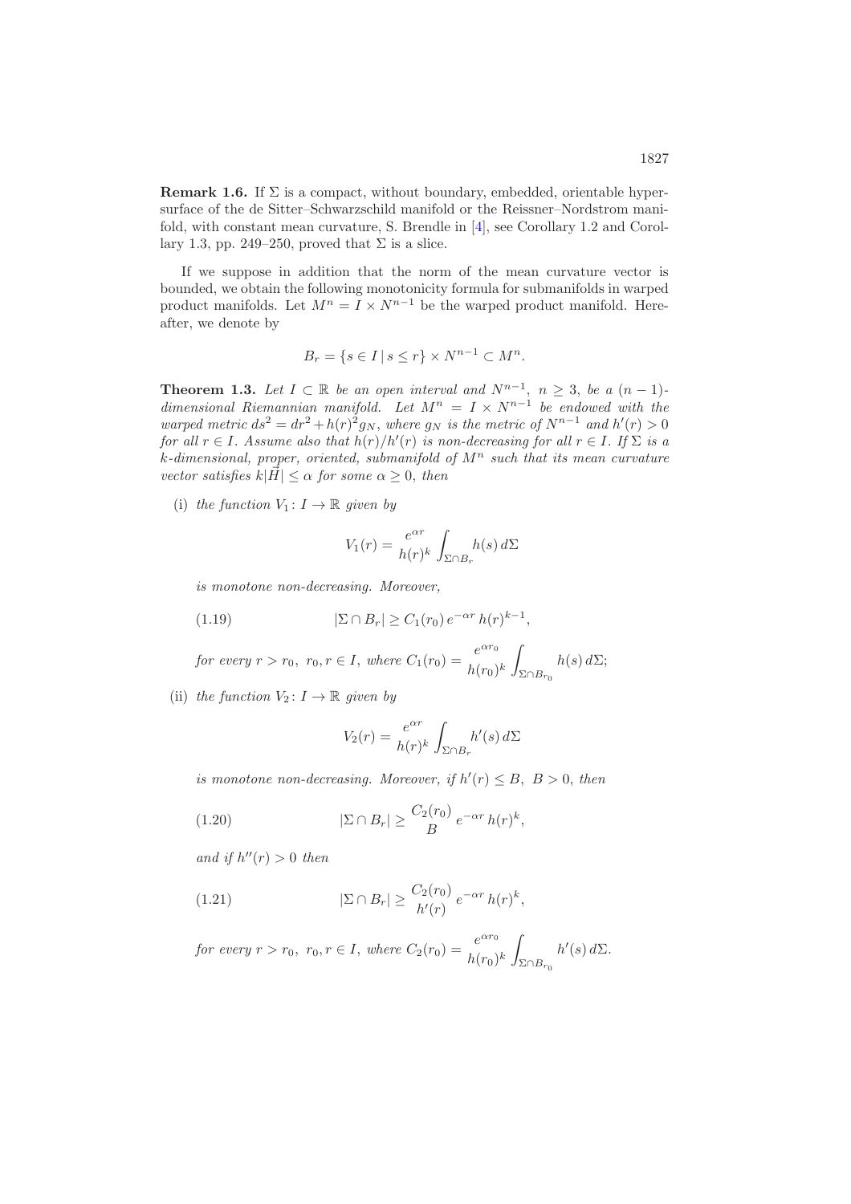**Remark 1.6.** If $\Sigma$ is a compact, without boundary, embedded, orientable hypersurface of the de Sitter–Schwarzschild manifold or the Reissner–Nordstrom manifold, with constant mean curvature, S. Brendle in [4], see Corollary 1.2 and Corollary 1.3, pp. 249–250, proved that $\Sigma$ is a slice.

If we suppose in addition that the norm of the mean curvature vector is bounded, we obtain the following monotonicity formula for submanifolds in warped product manifolds. Let $M^n = I \times N^{n-1}$ be the warped product manifold. Hereafter, we denote by

$$B_r = \{s \in I \,|\, s \leq r\} \times N^{n-1} \subset M^n.$$

**Theorem 1.3.** *Let $I \subset \mathbb{R}$ be an open interval and $N^{n-1}$, $n \geq 3$, be a $(n-1)$-dimensional Riemannian manifold. Let $M^n = I \times N^{n-1}$ be endowed with the warped metric $ds^2 = dr^2 + h(r)^2 g_N$, where $g_N$ is the metric of $N^{n-1}$ and $h'(r) > 0$ for all $r \in I$. Assume also that $h(r)/h'(r)$ is non-decreasing for all $r \in I$. If $\Sigma$ is a $k$-dimensional, proper, oriented, submanifold of $M^n$ such that its mean curvature vector satisfies $k|\vec{H}| \leq \alpha$ for some $\alpha \geq 0$, then*

(i) *the function $V_1 \colon I \to \mathbb{R}$ given by*

$$V_1(r) = \frac{e^{\alpha r}}{h(r)^k} \int_{\Sigma \cap B_r} h(s)\, d\Sigma$$

*is monotone non-decreasing. Moreover,*

$$|\Sigma \cap B_r| \geq C_1(r_0)\, e^{-\alpha r}\, h(r)^{k-1}, \tag{1.19}$$

*for every $r > r_0$, $r_0, r \in I$, where $C_1(r_0) = \dfrac{e^{\alpha r_0}}{h(r_0)^k} \displaystyle\int_{\Sigma \cap B_{r_0}} h(s)\, d\Sigma$;*

(ii) *the function $V_2 \colon I \to \mathbb{R}$ given by*

$$V_2(r) = \frac{e^{\alpha r}}{h(r)^k} \int_{\Sigma \cap B_r} h'(s)\, d\Sigma$$

*is monotone non-decreasing. Moreover, if $h'(r) \leq B$, $B > 0$, then*

$$|\Sigma \cap B_r| \geq \frac{C_2(r_0)}{B}\, e^{-\alpha r}\, h(r)^k, \tag{1.20}$$

*and if $h''(r) > 0$ then*

$$|\Sigma \cap B_r| \geq \frac{C_2(r_0)}{h'(r)}\, e^{-\alpha r}\, h(r)^k, \tag{1.21}$$

*for every $r > r_0$, $r_0, r \in I$, where $C_2(r_0) = \dfrac{e^{\alpha r_0}}{h(r_0)^k} \displaystyle\int_{\Sigma \cap B_{r_0}} h'(s)\, d\Sigma$.*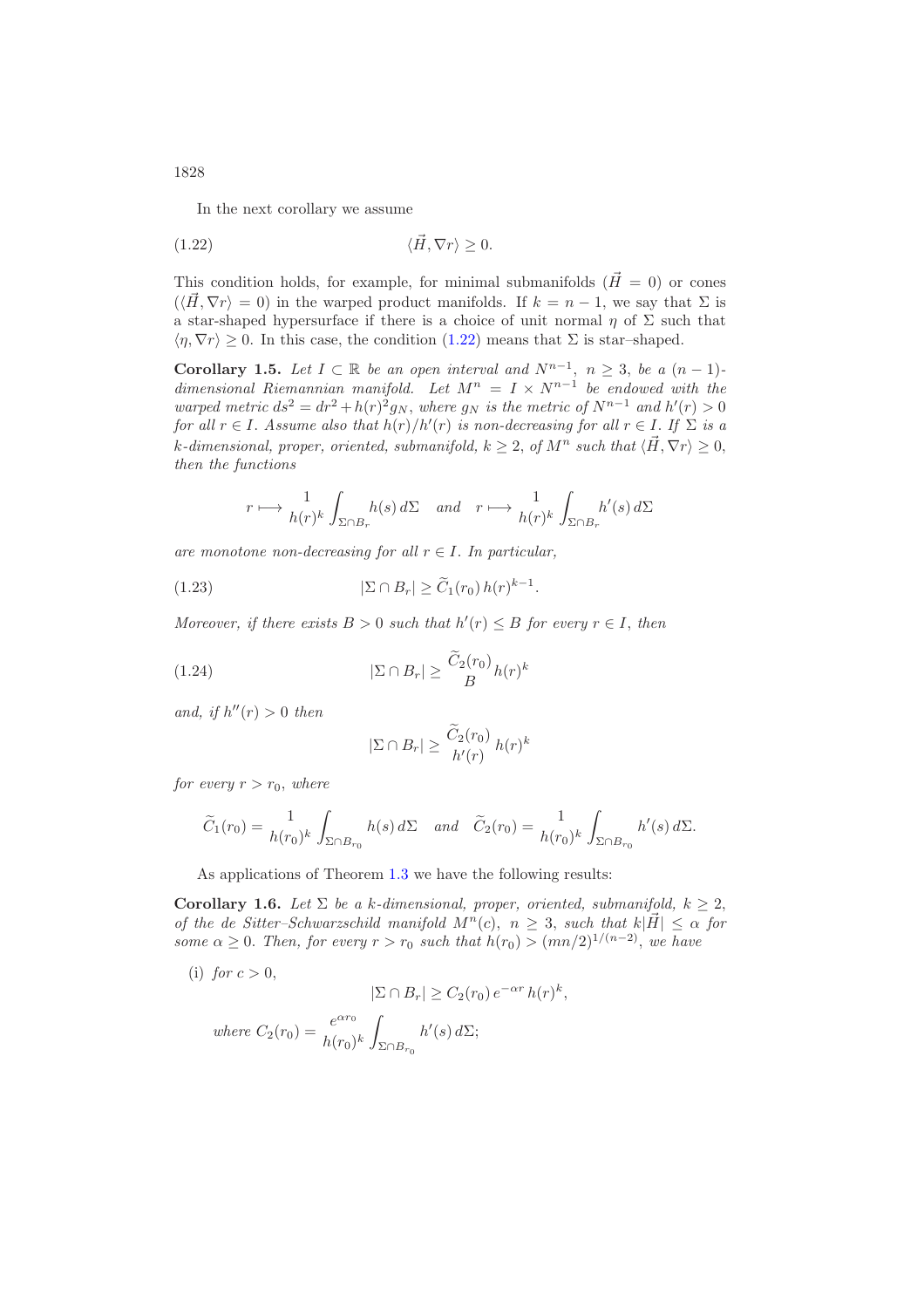In the next corollary we assume

$$\langle \vec{H}, \nabla r\rangle \geq 0. \tag{1.22}$$

This condition holds, for example, for minimal submanifolds ($\vec{H} = 0$) or cones ($\langle \vec{H}, \nabla r\rangle = 0$) in the warped product manifolds. If $k = n-1$, we say that $\Sigma$ is a star-shaped hypersurface if there is a choice of unit normal $\eta$ of $\Sigma$ such that $\langle \eta, \nabla r\rangle \geq 0$. In this case, the condition (1.22) means that $\Sigma$ is star–shaped.

**Corollary 1.5.** *Let $I \subset \mathbb{R}$ be an open interval and $N^{n-1}$, $n \geq 3$, be a $(n-1)$-dimensional Riemannian manifold. Let $M^n = I \times N^{n-1}$ be endowed with the warped metric $ds^2 = dr^2 + h(r)^2 g_N$, where $g_N$ is the metric of $N^{n-1}$ and $h'(r) > 0$ for all $r \in I$. Assume also that $h(r)/h'(r)$ is non-decreasing for all $r \in I$. If $\Sigma$ is a $k$-dimensional, proper, oriented, submanifold, $k \geq 2$, of $M^n$ such that $\langle \vec{H}, \nabla r\rangle \geq 0$, then the functions*

$$r \longmapsto \frac{1}{h(r)^k} \int_{\Sigma \cap B_r} h(s)\, d\Sigma \quad \textit{and} \quad r \longmapsto \frac{1}{h(r)^k} \int_{\Sigma \cap B_r} h'(s)\, d\Sigma$$

*are monotone non-decreasing for all $r \in I$. In particular,*

$$|\Sigma \cap B_r| \geq \widetilde{C}_1(r_0)\, h(r)^{k-1}. \tag{1.23}$$

*Moreover, if there exists $B > 0$ such that $h'(r) \leq B$ for every $r \in I$, then*

$$|\Sigma \cap B_r| \geq \frac{\widetilde{C}_2(r_0)}{B} h(r)^k \tag{1.24}$$

*and, if $h''(r) > 0$ then*

$$|\Sigma \cap B_r| \geq \frac{\widetilde{C}_2(r_0)}{h'(r)}\, h(r)^k$$

*for every $r > r_0$, where*

$$\widetilde{C}_1(r_0) = \frac{1}{h(r_0)^k} \int_{\Sigma \cap B_{r_0}} h(s)\, d\Sigma \quad \textit{and} \quad \widetilde{C}_2(r_0) = \frac{1}{h(r_0)^k} \int_{\Sigma \cap B_{r_0}} h'(s)\, d\Sigma.$$

As applications of Theorem 1.3 we have the following results:

**Corollary 1.6.** *Let $\Sigma$ be a $k$-dimensional, proper, oriented, submanifold, $k \geq 2$, of the de Sitter–Schwarzschild manifold $M^n(c)$, $n \geq 3$, such that $k|\vec{H}| \leq \alpha$ for some $\alpha \geq 0$. Then, for every $r > r_0$ such that $h(r_0) > (mn/2)^{1/(n-2)}$, we have*

(i) *for $c > 0$,*

$$|\Sigma \cap B_r| \geq C_2(r_0)\, e^{-\alpha r}\, h(r)^k,$$

*where* $C_2(r_0) = \dfrac{e^{\alpha r_0}}{h(r_0)^k} \displaystyle\int_{\Sigma \cap B_{r_0}} h'(s)\, d\Sigma;$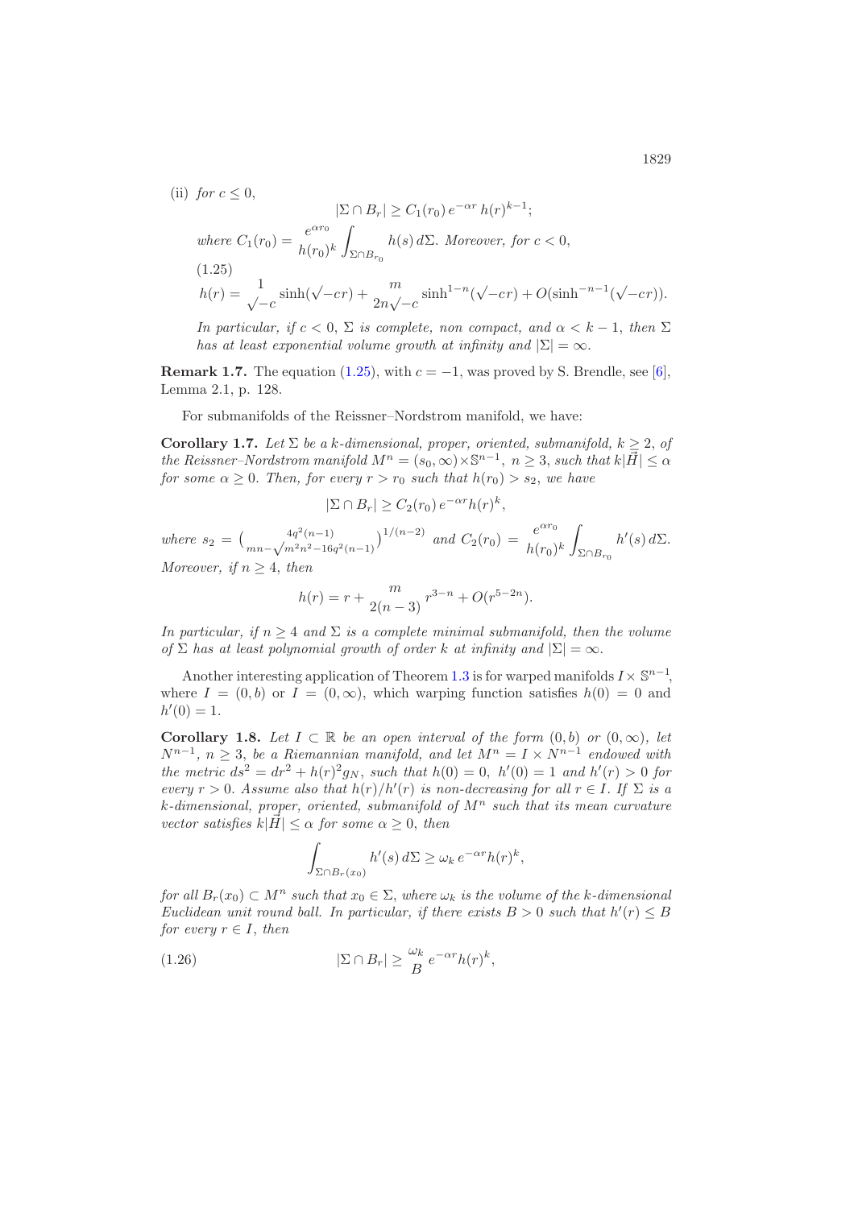(ii) *for* $c \leq 0$,

$$|\Sigma \cap B_r| \geq C_1(r_0)\, e^{-\alpha r}\, h(r)^{k-1};$$

*where* $C_1(r_0) = \dfrac{e^{\alpha r_0}}{h(r_0)^k} \displaystyle\int_{\Sigma \cap B_{r_0}} h(s)\, d\Sigma$. *Moreover, for* $c < 0$,

(1.25)

$$h(r) = \frac{1}{\sqrt{-c}} \sinh(\sqrt{-c}r) + \frac{m}{2n\sqrt{-c}} \sinh^{1-n}(\sqrt{-c}r) + O(\sinh^{-n-1}(\sqrt{-c}r)).$$

*In particular, if* $c < 0$, $\Sigma$ *is complete, non compact, and* $\alpha < k-1$, *then* $\Sigma$ *has at least exponential volume growth at infinity and* $|\Sigma| = \infty$.

**Remark 1.7.** The equation (1.25), with $c = -1$, was proved by S. Brendle, see [6], Lemma 2.1, p. 128.

For submanifolds of the Reissner–Nordstrom manifold, we have:

**Corollary 1.7.** *Let* $\Sigma$ *be a* $k$*-dimensional, proper, oriented, submanifold,* $k \geq 2$, *of the Reissner–Nordstrom manifold* $M^n = (s_0, \infty) \times \mathbb{S}^{n-1}$, $n \geq 3$, *such that* $k|\vec{H}| \leq \alpha$ *for some* $\alpha \geq 0$. *Then, for every* $r > r_0$ *such that* $h(r_0) > s_2$, *we have*

$$|\Sigma \cap B_r| \geq C_2(r_0)\, e^{-\alpha r} h(r)^k,$$

*where* $s_2 = \left(\frac{4q^2(n-1)}{mn - \sqrt{m^2n^2 - 16q^2(n-1)}}\right)^{1/(n-2)}$ *and* $C_2(r_0) = \dfrac{e^{\alpha r_0}}{h(r_0)^k} \displaystyle\int_{\Sigma \cap B_{r_0}} h'(s)\, d\Sigma$. *Moreover, if* $n \geq 4$, *then*

$$h(r) = r + \frac{m}{2(n-3)}\, r^{3-n} + O(r^{5-2n}).$$

*In particular, if* $n \geq 4$ *and* $\Sigma$ *is a complete minimal submanifold, then the volume of* $\Sigma$ *has at least polynomial growth of order* $k$ *at infinity and* $|\Sigma| = \infty$.

Another interesting application of Theorem 1.3 is for warped manifolds $I \times \mathbb{S}^{n-1}$, where $I = (0, b)$ or $I = (0, \infty)$, which warping function satisfies $h(0) = 0$ and $h'(0) = 1$.

**Corollary 1.8.** *Let* $I \subset \mathbb{R}$ *be an open interval of the form* $(0, b)$ *or* $(0, \infty)$, *let* $N^{n-1}$, $n \geq 3$, *be a Riemannian manifold, and let* $M^n = I \times N^{n-1}$ *endowed with the metric* $ds^2 = dr^2 + h(r)^2 g_N$, *such that* $h(0) = 0$, $h'(0) = 1$ *and* $h'(r) > 0$ *for every* $r > 0$. *Assume also that* $h(r)/h'(r)$ *is non-decreasing for all* $r \in I$. *If* $\Sigma$ *is a* $k$*-dimensional, proper, oriented, submanifold of* $M^n$ *such that its mean curvature vector satisfies* $k|\vec{H}| \leq \alpha$ *for some* $\alpha \geq 0$, *then*

$$\int_{\Sigma \cap B_r(x_0)} h'(s)\, d\Sigma \geq \omega_k\, e^{-\alpha r} h(r)^k,$$

*for all* $B_r(x_0) \subset M^n$ *such that* $x_0 \in \Sigma$, *where* $\omega_k$ *is the volume of the* $k$*-dimensional Euclidean unit round ball. In particular, if there exists* $B > 0$ *such that* $h'(r) \leq B$ *for every* $r \in I$, *then*

$$|\Sigma \cap B_r| \geq \frac{\omega_k}{B}\, e^{-\alpha r} h(r)^k, \tag{1.26}$$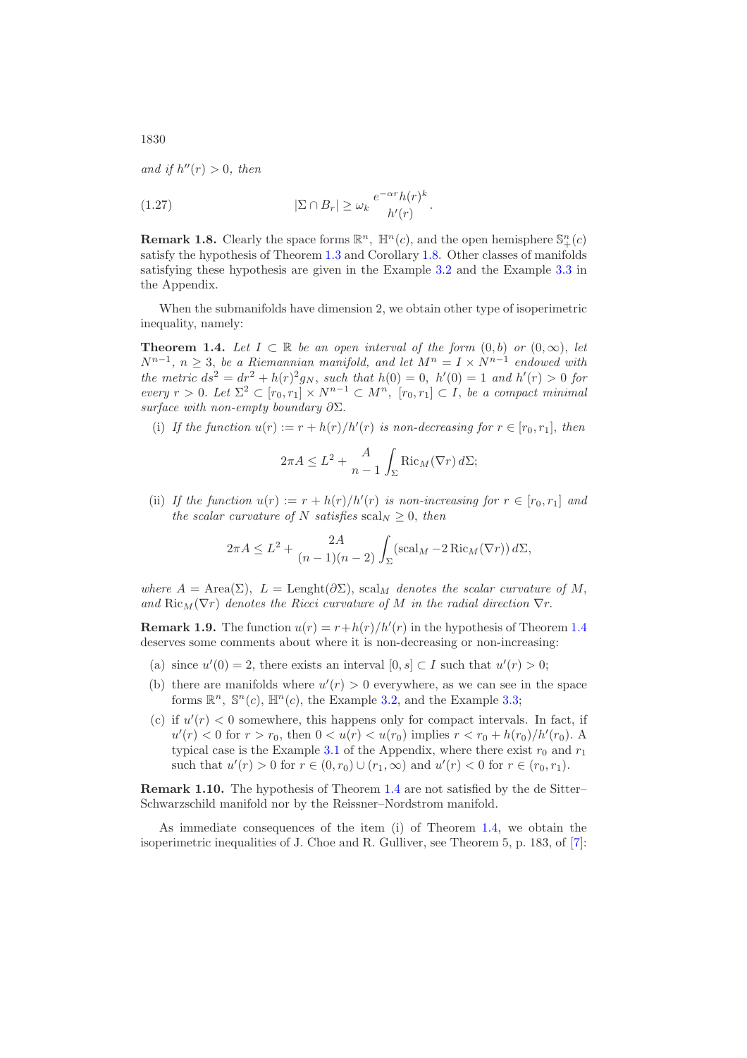*and if $h''(r) > 0$, then*

$$|\Sigma \cap B_r| \geq \omega_k \frac{e^{-\alpha r} h(r)^k}{h'(r)}. \tag{1.27}$$

**Remark 1.8.** Clearly the space forms $\mathbb{R}^n$, $\mathbb{H}^n(c)$, and the open hemisphere $\mathbb{S}^n_+(c)$ satisfy the hypothesis of Theorem 1.3 and Corollary 1.8. Other classes of manifolds satisfying these hypothesis are given in the Example 3.2 and the Example 3.3 in the Appendix.

When the submanifolds have dimension 2, we obtain other type of isoperimetric inequality, namely:

**Theorem 1.4.** *Let $I \subset \mathbb{R}$ be an open interval of the form $(0, b)$ or $(0, \infty)$, let $N^{n-1}$, $n \geq 3$, be a Riemannian manifold, and let $M^n = I \times N^{n-1}$ endowed with the metric $ds^2 = dr^2 + h(r)^2 g_N$, such that $h(0) = 0$, $h'(0) = 1$ and $h'(r) > 0$ for every $r > 0$. Let $\Sigma^2 \subset [r_0, r_1] \times N^{n-1} \subset M^n$, $[r_0, r_1] \subset I$, be a compact minimal surface with non-empty boundary $\partial\Sigma$.*

(i) *If the function $u(r) := r + h(r)/h'(r)$ is non-decreasing for $r \in [r_0, r_1]$, then*

$$2\pi A \leq L^2 + \frac{A}{n-1} \int_\Sigma \operatorname{Ric}_M(\nabla r)\, d\Sigma;$$

(ii) *If the function $u(r) := r + h(r)/h'(r)$ is non-increasing for $r \in [r_0, r_1]$ and the scalar curvature of $N$ satisfies $\operatorname{scal}_N \geq 0$, then*

$$2\pi A \leq L^2 + \frac{2A}{(n-1)(n-2)} \int_\Sigma (\operatorname{scal}_M - 2 \operatorname{Ric}_M(\nabla r))\, d\Sigma,$$

*where $A = \operatorname{Area}(\Sigma)$, $L = \operatorname{Lenght}(\partial\Sigma)$, $\operatorname{scal}_M$ denotes the scalar curvature of $M$, and $\operatorname{Ric}_M(\nabla r)$ denotes the Ricci curvature of $M$ in the radial direction $\nabla r$.*

**Remark 1.9.** The function $u(r) = r + h(r)/h'(r)$ in the hypothesis of Theorem 1.4 deserves some comments about where it is non-decreasing or non-increasing:

(a) since $u'(0) = 2$, there exists an interval $[0, s] \subset I$ such that $u'(r) > 0$;

(b) there are manifolds where $u'(r) > 0$ everywhere, as we can see in the space forms $\mathbb{R}^n$, $\mathbb{S}^n(c)$, $\mathbb{H}^n(c)$, the Example 3.2, and the Example 3.3;

(c) if $u'(r) < 0$ somewhere, this happens only for compact intervals. In fact, if $u'(r) < 0$ for $r > r_0$, then $0 < u(r) < u(r_0)$ implies $r < r_0 + h(r_0)/h'(r_0)$. A typical case is the Example 3.1 of the Appendix, where there exist $r_0$ and $r_1$ such that $u'(r) > 0$ for $r \in (0, r_0) \cup (r_1, \infty)$ and $u'(r) < 0$ for $r \in (r_0, r_1)$.

**Remark 1.10.** The hypothesis of Theorem 1.4 are not satisfied by the de Sitter–Schwarzschild manifold nor by the Reissner–Nordstrom manifold.

As immediate consequences of the item (i) of Theorem 1.4, we obtain the isoperimetric inequalities of J. Choe and R. Gulliver, see Theorem 5, p. 183, of [7]: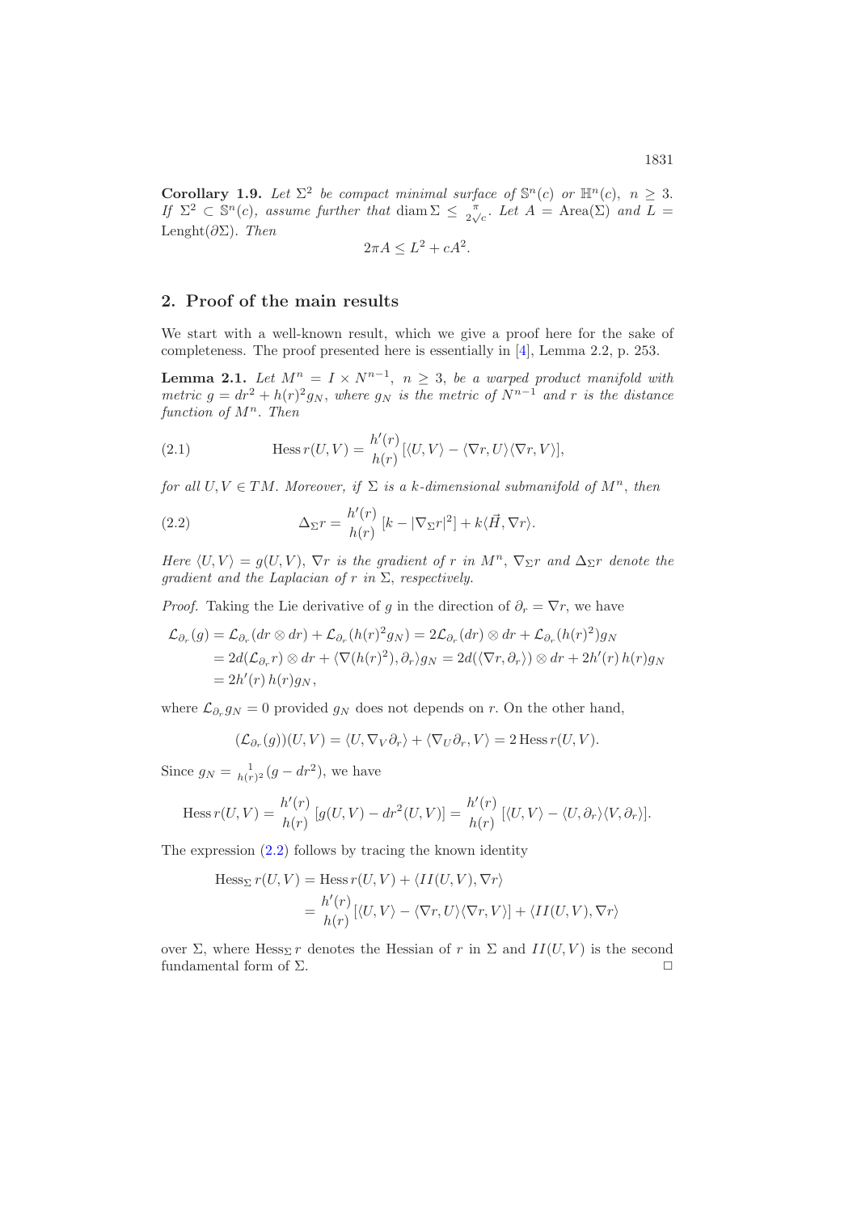**Corollary 1.9.** *Let $\Sigma^2$ be compact minimal surface of $\mathbb{S}^n(c)$ or $\mathbb{H}^n(c)$, $n \geq 3$. If $\Sigma^2 \subset \mathbb{S}^n(c)$, assume further that* $\operatorname{diam} \Sigma \leq \frac{\pi}{2\sqrt{c}}$. *Let* $A = \operatorname{Area}(\Sigma)$ *and* $L = \operatorname{Lenght}(\partial\Sigma)$. *Then*

$$2\pi A \leq L^2 + cA^2.$$

## 2. Proof of the main results

We start with a well-known result, which we give a proof here for the sake of completeness. The proof presented here is essentially in [4], Lemma 2.2, p. 253.

**Lemma 2.1.** *Let $M^n = I \times N^{n-1}$, $n \geq 3$, be a warped product manifold with metric $g = dr^2 + h(r)^2 g_N$, where $g_N$ is the metric of $N^{n-1}$ and $r$ is the distance function of $M^n$. Then*

$$\operatorname{Hess} r(U,V) = \frac{h'(r)}{h(r)}[\langle U,V\rangle - \langle \nabla r, U\rangle\langle \nabla r, V\rangle], \tag{2.1}$$

*for all $U,V \in TM$. Moreover, if $\Sigma$ is a $k$-dimensional submanifold of $M^n$, then*

$$\Delta_\Sigma r = \frac{h'(r)}{h(r)}\left[k - |\nabla_\Sigma r|^2\right] + k\langle \vec{H}, \nabla r\rangle. \tag{2.2}$$

*Here $\langle U,V\rangle = g(U,V)$, $\nabla r$ is the gradient of $r$ in $M^n$, $\nabla_\Sigma r$ and $\Delta_\Sigma r$ denote the gradient and the Laplacian of $r$ in $\Sigma$, respectively.*

*Proof.* Taking the Lie derivative of $g$ in the direction of $\partial_r = \nabla r$, we have

$$\begin{aligned}
\mathcal{L}_{\partial_r}(g) &= \mathcal{L}_{\partial_r}(dr \otimes dr) + \mathcal{L}_{\partial_r}(h(r)^2 g_N) = 2\mathcal{L}_{\partial_r}(dr) \otimes dr + \mathcal{L}_{\partial_r}(h(r)^2) g_N \\
&= 2d(\mathcal{L}_{\partial_r} r) \otimes dr + \langle \nabla(h(r)^2), \partial_r\rangle g_N = 2d(\langle \nabla r, \partial_r\rangle) \otimes dr + 2h'(r)\, h(r) g_N \\
&= 2h'(r)\, h(r) g_N,
\end{aligned}$$

where $\mathcal{L}_{\partial_r} g_N = 0$ provided $g_N$ does not depends on $r$. On the other hand,

$$(\mathcal{L}_{\partial_r}(g))(U,V) = \langle U, \nabla_V \partial_r\rangle + \langle \nabla_U \partial_r, V\rangle = 2 \operatorname{Hess} r(U,V).$$

Since $g_N = \frac{1}{h(r)^2}(g - dr^2)$, we have

$$\operatorname{Hess} r(U,V) = \frac{h'(r)}{h(r)}\left[g(U,V) - dr^2(U,V)\right] = \frac{h'(r)}{h(r)}\left[\langle U,V\rangle - \langle U,\partial_r\rangle\langle V,\partial_r\rangle\right].$$

The expression (2.2) follows by tracing the known identity

$$\begin{aligned}
\operatorname{Hess}_\Sigma r(U,V) &= \operatorname{Hess} r(U,V) + \langle II(U,V), \nabla r\rangle \\
&= \frac{h'(r)}{h(r)}[\langle U,V\rangle - \langle \nabla r, U\rangle\langle \nabla r, V\rangle] + \langle II(U,V), \nabla r\rangle
\end{aligned}$$

over $\Sigma$, where $\operatorname{Hess}_\Sigma r$ denotes the Hessian of $r$ in $\Sigma$ and $II(U,V)$ is the second fundamental form of $\Sigma$. □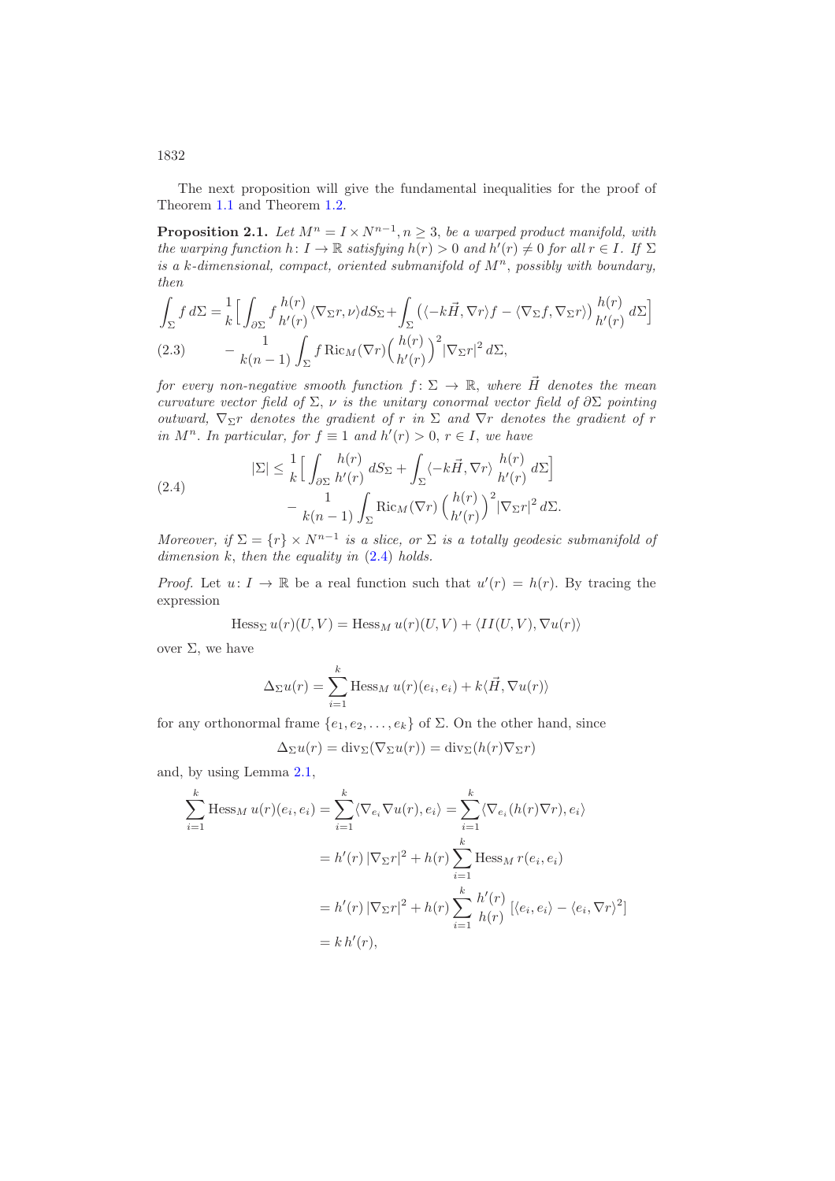The next proposition will give the fundamental inequalities for the proof of Theorem 1.1 and Theorem 1.2.

**Proposition 2.1.** *Let $M^n = I \times N^{n-1}, n \geq 3$, be a warped product manifold, with the warping function $h\colon I \to \mathbb{R}$ satisfying $h(r) > 0$ and $h'(r) \neq 0$ for all $r \in I$. If $\Sigma$ is a $k$-dimensional, compact, oriented submanifold of $M^n$, possibly with boundary, then*

$$\int_\Sigma f\, d\Sigma = \frac{1}{k}\Big[\int_{\partial\Sigma} f\,\frac{h(r)}{h'(r)}\langle \nabla_\Sigma r, \nu\rangle dS_\Sigma + \int_\Sigma \big(\langle -k\vec{H}, \nabla r\rangle f - \langle \nabla_\Sigma f, \nabla_\Sigma r\rangle\big)\frac{h(r)}{h'(r)}\, d\Sigma\Big]$$
$$(2.3)\qquad - \frac{1}{k(n-1)}\int_\Sigma f \operatorname{Ric}_M(\nabla r)\Big(\frac{h(r)}{h'(r)}\Big)^2 |\nabla_\Sigma r|^2\, d\Sigma,$$

*for every non-negative smooth function $f\colon \Sigma \to \mathbb{R}$, where $\vec{H}$ denotes the mean curvature vector field of $\Sigma$, $\nu$ is the unitary conormal vector field of $\partial\Sigma$ pointing outward, $\nabla_\Sigma r$ denotes the gradient of $r$ in $\Sigma$ and $\nabla r$ denotes the gradient of $r$ in $M^n$. In particular, for $f \equiv 1$ and $h'(r) > 0$, $r \in I$, we have*

$$(2.4)\qquad \begin{aligned} |\Sigma| \leq {}& \frac{1}{k}\Big[\int_{\partial\Sigma} \frac{h(r)}{h'(r)}\, dS_\Sigma + \int_\Sigma \langle -k\vec{H}, \nabla r\rangle\, \frac{h(r)}{h'(r)}\, d\Sigma\Big] \\ & - \frac{1}{k(n-1)}\int_\Sigma \operatorname{Ric}_M(\nabla r)\,\Big(\frac{h(r)}{h'(r)}\Big)^2 |\nabla_\Sigma r|^2\, d\Sigma. \end{aligned}$$

*Moreover, if $\Sigma = \{r\} \times N^{n-1}$ is a slice, or $\Sigma$ is a totally geodesic submanifold of dimension $k$, then the equality in (2.4) holds.*

*Proof.* Let $u\colon I \to \mathbb{R}$ be a real function such that $u'(r) = h(r)$. By tracing the expression

$$\operatorname{Hess}_\Sigma u(r)(U, V) = \operatorname{Hess}_M u(r)(U, V) + \langle II(U, V), \nabla u(r)\rangle$$

over $\Sigma$, we have

$$\Delta_\Sigma u(r) = \sum_{i=1}^k \operatorname{Hess}_M u(r)(e_i, e_i) + k\langle \vec{H}, \nabla u(r)\rangle$$

for any orthonormal frame $\{e_1, e_2, \ldots, e_k\}$ of $\Sigma$. On the other hand, since

$$\Delta_\Sigma u(r) = \operatorname{div}_\Sigma(\nabla_\Sigma u(r)) = \operatorname{div}_\Sigma(h(r)\nabla_\Sigma r)$$

and, by using Lemma 2.1,

$$\begin{aligned} \sum_{i=1}^k \operatorname{Hess}_M u(r)(e_i, e_i) &= \sum_{i=1}^k \langle \nabla_{e_i} \nabla u(r), e_i\rangle = \sum_{i=1}^k \langle \nabla_{e_i}(h(r)\nabla r), e_i\rangle \\ &= h'(r)\,|\nabla_\Sigma r|^2 + h(r)\sum_{i=1}^k \operatorname{Hess}_M r(e_i, e_i) \\ &= h'(r)\,|\nabla_\Sigma r|^2 + h(r)\sum_{i=1}^k \frac{h'(r)}{h(r)}\,[\langle e_i, e_i\rangle - \langle e_i, \nabla r\rangle^2] \\ &= k\, h'(r), \end{aligned}$$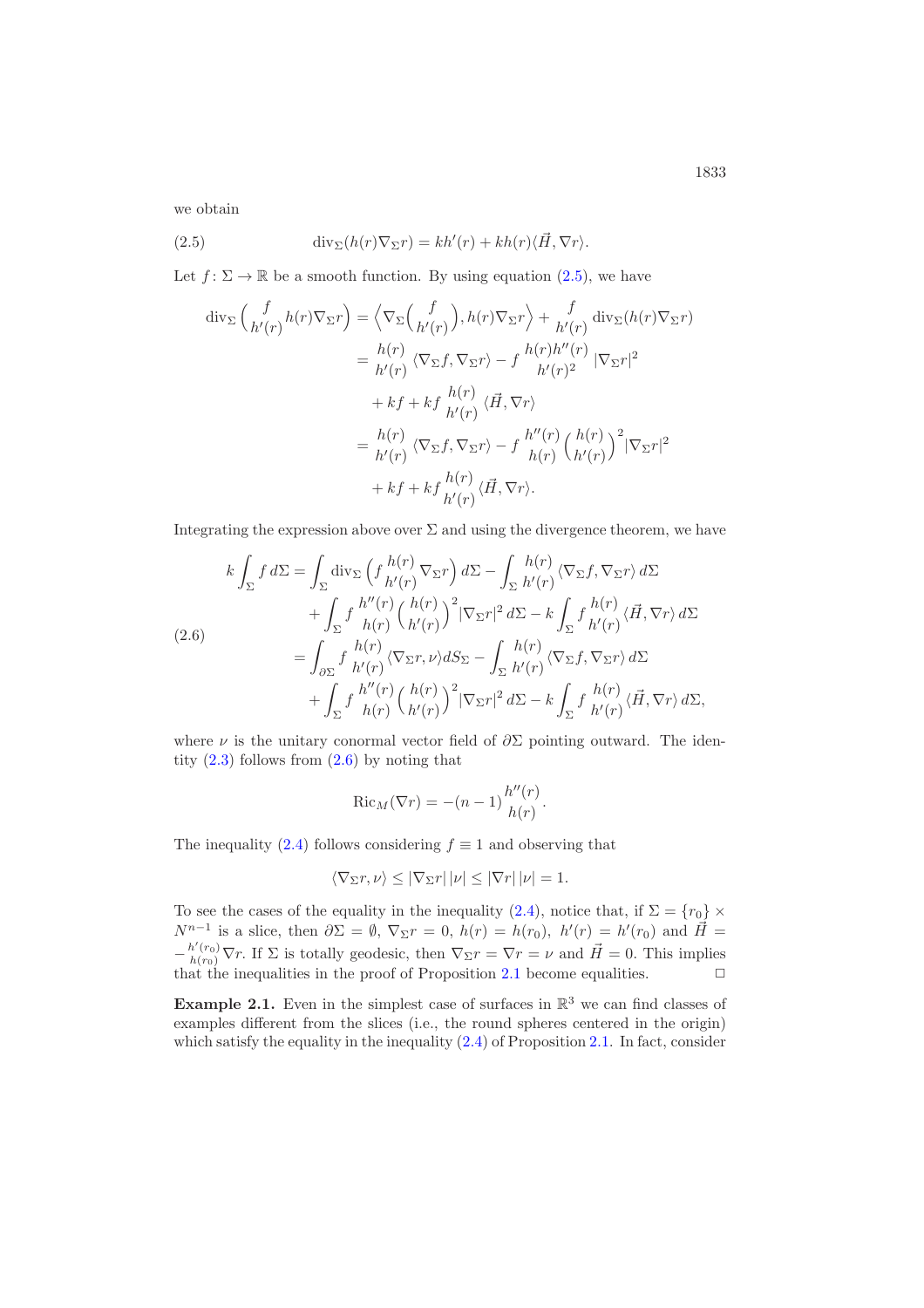we obtain

$$\operatorname{div}_\Sigma(h(r)\nabla_\Sigma r) = kh'(r) + kh(r)\langle \vec{H}, \nabla r\rangle. \tag{2.5}$$

Let $f\colon \Sigma \to \mathbb{R}$ be a smooth function. By using equation (2.5), we have

$$\begin{aligned}
\operatorname{div}_\Sigma\Big(\frac{f}{h'(r)}h(r)\nabla_\Sigma r\Big) &= \Big\langle \nabla_\Sigma\Big(\frac{f}{h'(r)}\Big), h(r)\nabla_\Sigma r\Big\rangle + \frac{f}{h'(r)}\operatorname{div}_\Sigma(h(r)\nabla_\Sigma r)\\
&= \frac{h(r)}{h'(r)}\langle \nabla_\Sigma f, \nabla_\Sigma r\rangle - f\,\frac{h(r)h''(r)}{h'(r)^2}\,|\nabla_\Sigma r|^2\\
&\quad + kf + kf\,\frac{h(r)}{h'(r)}\,\langle \vec{H}, \nabla r\rangle\\
&= \frac{h(r)}{h'(r)}\langle \nabla_\Sigma f, \nabla_\Sigma r\rangle - f\,\frac{h''(r)}{h(r)}\Big(\frac{h(r)}{h'(r)}\Big)^2|\nabla_\Sigma r|^2\\
&\quad + kf + kf\,\frac{h(r)}{h'(r)}\langle \vec{H}, \nabla r\rangle.
\end{aligned}$$

Integrating the expression above over $\Sigma$ and using the divergence theorem, we have

$$\begin{aligned}
k\int_\Sigma f\,d\Sigma &= \int_\Sigma \operatorname{div}_\Sigma\Big(f\frac{h(r)}{h'(r)}\nabla_\Sigma r\Big)\,d\Sigma - \int_\Sigma \frac{h(r)}{h'(r)}\langle \nabla_\Sigma f, \nabla_\Sigma r\rangle\,d\Sigma\\
&\quad + \int_\Sigma f\,\frac{h''(r)}{h(r)}\Big(\frac{h(r)}{h'(r)}\Big)^2|\nabla_\Sigma r|^2\,d\Sigma - k\int_\Sigma f\,\frac{h(r)}{h'(r)}\langle \vec{H}, \nabla r\rangle\,d\Sigma\\
&= \int_{\partial\Sigma} f\,\frac{h(r)}{h'(r)}\langle \nabla_\Sigma r, \nu\rangle dS_\Sigma - \int_\Sigma \frac{h(r)}{h'(r)}\langle \nabla_\Sigma f, \nabla_\Sigma r\rangle\,d\Sigma\\
&\quad + \int_\Sigma f\,\frac{h''(r)}{h(r)}\Big(\frac{h(r)}{h'(r)}\Big)^2|\nabla_\Sigma r|^2\,d\Sigma - k\int_\Sigma f\,\frac{h(r)}{h'(r)}\langle \vec{H}, \nabla r\rangle\,d\Sigma,
\end{aligned} \tag{2.6}$$

where $\nu$ is the unitary conormal vector field of $\partial\Sigma$ pointing outward. The identity (2.3) follows from (2.6) by noting that

$$\operatorname{Ric}_M(\nabla r) = -(n-1)\frac{h''(r)}{h(r)}.$$

The inequality (2.4) follows considering $f \equiv 1$ and observing that

$$\langle \nabla_\Sigma r, \nu\rangle \le |\nabla_\Sigma r|\,|\nu| \le |\nabla r|\,|\nu| = 1.$$

To see the cases of the equality in the inequality (2.4), notice that, if $\Sigma = \{r_0\} \times N^{n-1}$ is a slice, then $\partial\Sigma = \emptyset$, $\nabla_\Sigma r = 0$, $h(r) = h(r_0)$, $h'(r) = h'(r_0)$ and $\vec{H} = -\frac{h'(r_0)}{h(r_0)}\nabla r$. If $\Sigma$ is totally geodesic, then $\nabla_\Sigma r = \nabla r = \nu$ and $\vec{H} = 0$. This implies that the inequalities in the proof of Proposition 2.1 become equalities. □

**Example 2.1.** Even in the simplest case of surfaces in $\mathbb{R}^3$ we can find classes of examples different from the slices (i.e., the round spheres centered in the origin) which satisfy the equality in the inequality (2.4) of Proposition 2.1. In fact, consider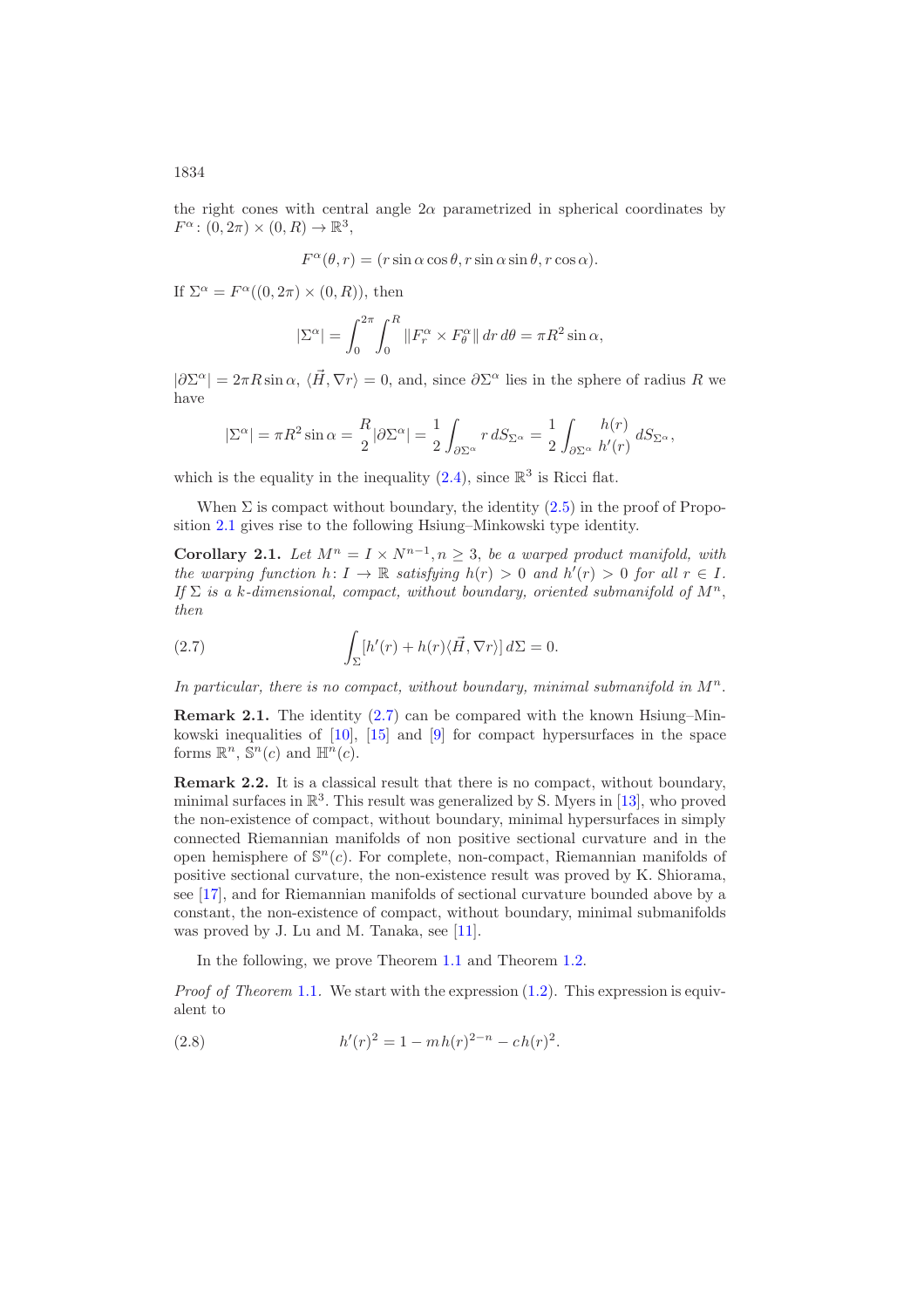the right cones with central angle $2\alpha$ parametrized in spherical coordinates by $F^\alpha\colon (0,2\pi)\times(0,R)\to\mathbb{R}^3$,

$$F^\alpha(\theta,r)=(r\sin\alpha\cos\theta, r\sin\alpha\sin\theta, r\cos\alpha).$$

If $\Sigma^\alpha=F^\alpha((0,2\pi)\times(0,R))$, then

$$|\Sigma^\alpha|=\int_0^{2\pi}\int_0^R \|F_r^\alpha\times F_\theta^\alpha\|\,dr\,d\theta=\pi R^2\sin\alpha,$$

$|\partial\Sigma^\alpha|=2\pi R\sin\alpha$, $\langle\vec{H},\nabla r\rangle=0$, and, since $\partial\Sigma^\alpha$ lies in the sphere of radius $R$ we have

$$|\Sigma^\alpha|=\pi R^2\sin\alpha=\frac{R}{2}|\partial\Sigma^\alpha|=\frac{1}{2}\int_{\partial\Sigma^\alpha} r\,dS_{\Sigma^\alpha}=\frac{1}{2}\int_{\partial\Sigma^\alpha}\frac{h(r)}{h'(r)}\,dS_{\Sigma^\alpha},$$

which is the equality in the inequality (2.4), since $\mathbb{R}^3$ is Ricci flat.

When $\Sigma$ is compact without boundary, the identity (2.5) in the proof of Proposition 2.1 gives rise to the following Hsiung–Minkowski type identity.

**Corollary 2.1.** *Let $M^n=I\times N^{n-1}, n\geq 3$, be a warped product manifold, with the warping function $h\colon I\to\mathbb{R}$ satisfying $h(r)>0$ and $h'(r)>0$ for all $r\in I$. If $\Sigma$ is a $k$-dimensional, compact, without boundary, oriented submanifold of $M^n$, then*

$$\int_\Sigma [h'(r)+h(r)\langle\vec{H},\nabla r\rangle]\,d\Sigma=0. \tag{2.7}$$

*In particular, there is no compact, without boundary, minimal submanifold in $M^n$.*

**Remark 2.1.** The identity (2.7) can be compared with the known Hsiung–Minkowski inequalities of [10], [15] and [9] for compact hypersurfaces in the space forms $\mathbb{R}^n$, $\mathbb{S}^n(c)$ and $\mathbb{H}^n(c)$.

**Remark 2.2.** It is a classical result that there is no compact, without boundary, minimal surfaces in $\mathbb{R}^3$. This result was generalized by S. Myers in [13], who proved the non-existence of compact, without boundary, minimal hypersurfaces in simply connected Riemannian manifolds of non positive sectional curvature and in the open hemisphere of $\mathbb{S}^n(c)$. For complete, non-compact, Riemannian manifolds of positive sectional curvature, the non-existence result was proved by K. Shiorama, see [17], and for Riemannian manifolds of sectional curvature bounded above by a constant, the non-existence of compact, without boundary, minimal submanifolds was proved by J. Lu and M. Tanaka, see [11].

In the following, we prove Theorem 1.1 and Theorem 1.2.

*Proof of Theorem 1.1.* We start with the expression (1.2). This expression is equivalent to

$$h'(r)^2=1-m\,h(r)^{2-n}-c\,h(r)^2. \tag{2.8}$$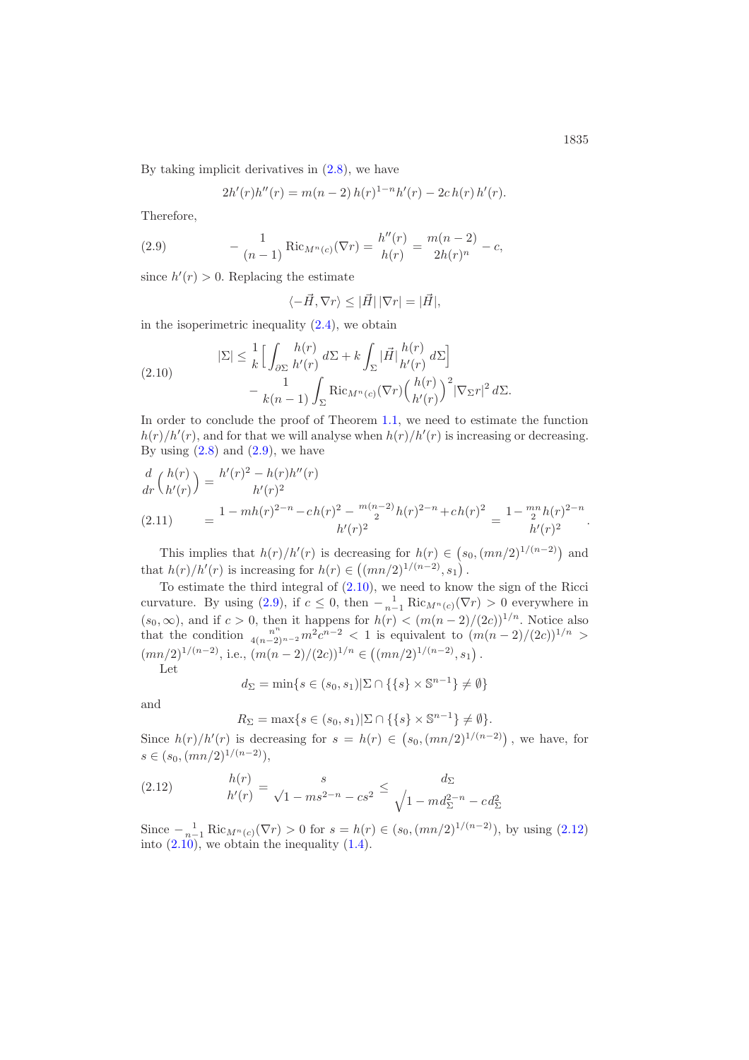By taking implicit derivatives in (2.8), we have

$$2h'(r)h''(r) = m(n-2)\,h(r)^{1-n}h'(r) - 2c\,h(r)\,h'(r).$$

Therefore,

$$-\frac{1}{(n-1)}\,\mathrm{Ric}_{M^n(c)}(\nabla r) = \frac{h''(r)}{h(r)} = \frac{m(n-2)}{2h(r)^n} - c, \tag{2.9}$$

since $h'(r) > 0$. Replacing the estimate

$$\langle -\vec{H}, \nabla r\rangle \leq |\vec{H}|\,|\nabla r| = |\vec{H}|,$$

in the isoperimetric inequality (2.4), we obtain

$$\begin{aligned}|\Sigma| \leq \frac{1}{k}\Big[\int_{\partial\Sigma}\frac{h(r)}{h'(r)}\,d\Sigma + k\int_{\Sigma}|\vec{H}|\frac{h(r)}{h'(r)}\,d\Sigma\Big]\\ - \frac{1}{k(n-1)}\int_{\Sigma}\mathrm{Ric}_{M^n(c)}(\nabla r)\Big(\frac{h(r)}{h'(r)}\Big)^2|\nabla_\Sigma r|^2\,d\Sigma.\end{aligned} \tag{2.10}$$

In order to conclude the proof of Theorem 1.1, we need to estimate the function $h(r)/h'(r)$, and for that we will analyse when $h(r)/h'(r)$ is increasing or decreasing. By using (2.8) and (2.9), we have

$$\begin{aligned}\frac{d}{dr}\Big(\frac{h(r)}{h'(r)}\Big) &= \frac{h'(r)^2 - h(r)h''(r)}{h'(r)^2}\\ &= \frac{1 - mh(r)^{2-n} - c\,h(r)^2 - \frac{m(n-2)}{2}h(r)^{2-n} + ch(r)^2}{h'(r)^2} = \frac{1 - \frac{mn}{2}h(r)^{2-n}}{h'(r)^2}.\end{aligned} \tag{2.11}$$

This implies that $h(r)/h'(r)$ is decreasing for $h(r) \in \big(s_0, (mn/2)^{1/(n-2)}\big)$ and that $h(r)/h'(r)$ is increasing for $h(r) \in \big((mn/2)^{1/(n-2)}, s_1\big)$.

To estimate the third integral of (2.10), we need to know the sign of the Ricci curvature. By using (2.9), if $c \leq 0$, then $-\frac{1}{n-1}\mathrm{Ric}_{M^n(c)}(\nabla r) > 0$ everywhere in $(s_0, \infty)$, and if $c > 0$, then it happens for $h(r) < (m(n-2)/(2c))^{1/n}$. Notice also that the condition $\frac{n^n}{4(n-2)^{n-2}}m^2c^{n-2} < 1$ is equivalent to $(m(n-2)/(2c))^{1/n} > (mn/2)^{1/(n-2)}$, i.e., $(m(n-2)/(2c))^{1/n} \in \big((mn/2)^{1/(n-2)}, s_1\big)$.

Let

$$d_\Sigma = \min\{s \in (s_0, s_1) | \Sigma \cap \{\{s\}\times\mathbb{S}^{n-1}\} \neq \emptyset\}$$

and

$$R_\Sigma = \max\{s \in (s_0, s_1) | \Sigma \cap \{\{s\}\times\mathbb{S}^{n-1}\} \neq \emptyset\}.$$

Since $h(r)/h'(r)$ is decreasing for $s = h(r) \in \big(s_0, (mn/2)^{1/(n-2)}\big)$, we have, for $s \in (s_0, (mn/2)^{1/(n-2)})$,

$$\frac{h(r)}{h'(r)} = \frac{s}{\sqrt{1 - ms^{2-n} - cs^2}} \leq \frac{d_\Sigma}{\sqrt{1 - md_\Sigma^{2-n} - cd_\Sigma^2}} \tag{2.12}$$

Since $-\frac{1}{n-1}\mathrm{Ric}_{M^n(c)}(\nabla r) > 0$ for $s = h(r) \in (s_0, (mn/2)^{1/(n-2)})$, by using (2.12) into (2.10), we obtain the inequality (1.4).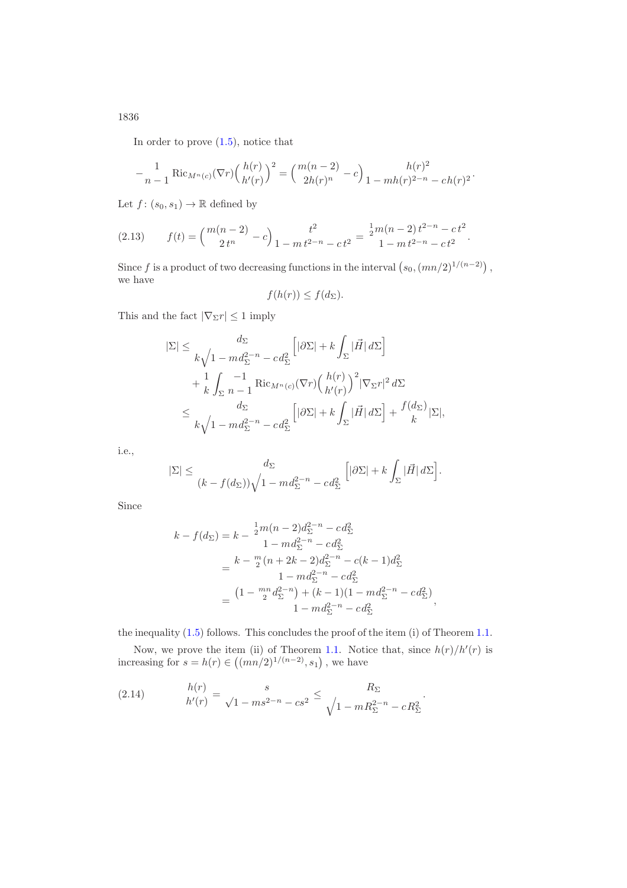In order to prove (1.5), notice that

$$-\frac{1}{n-1}\,\mathrm{Ric}_{M^n(c)}(\nabla r)\Big(\frac{h(r)}{h'(r)}\Big)^2 = \Big(\frac{m(n-2)}{2h(r)^n} - c\Big)\frac{h(r)^2}{1 - mh(r)^{2-n} - ch(r)^2}.$$

Let $f\colon (s_0, s_1) \to \mathbb{R}$ defined by

$$f(t) = \Big(\frac{m(n-2)}{2\,t^n} - c\Big)\frac{t^2}{1 - m\,t^{2-n} - c\,t^2} = \frac{\frac{1}{2}m(n-2)\,t^{2-n} - c\,t^2}{1 - m\,t^{2-n} - c\,t^2}. \tag{2.13}$$

Since $f$ is a product of two decreasing functions in the interval $\big(s_0, (mn/2)^{1/(n-2)}\big)$, we have

$$f(h(r)) \le f(d_\Sigma).$$

This and the fact $|\nabla_\Sigma r| \le 1$ imply

$$\begin{aligned}
|\Sigma| &\le \frac{d_\Sigma}{k\sqrt{1 - md_\Sigma^{2-n} - cd_\Sigma^2}}\Big[|\partial\Sigma| + k\int_\Sigma |\vec{H}|\,d\Sigma\Big] \\
&\quad + \frac{1}{k}\int_\Sigma \frac{-1}{n-1}\,\mathrm{Ric}_{M^n(c)}(\nabla r)\Big(\frac{h(r)}{h'(r)}\Big)^2 |\nabla_\Sigma r|^2\,d\Sigma \\
&\le \frac{d_\Sigma}{k\sqrt{1 - md_\Sigma^{2-n} - cd_\Sigma^2}}\Big[|\partial\Sigma| + k\int_\Sigma |\vec{H}|\,d\Sigma\Big] + \frac{f(d_\Sigma)}{k}|\Sigma|,
\end{aligned}$$

i.e.,

$$|\Sigma| \le \frac{d_\Sigma}{(k - f(d_\Sigma))\sqrt{1 - md_\Sigma^{2-n} - cd_\Sigma^2}}\Big[|\partial\Sigma| + k\int_\Sigma |\vec{H}|\,d\Sigma\Big].$$

Since

$$\begin{aligned}
k - f(d_\Sigma) &= k - \frac{\frac{1}{2}m(n-2)d_\Sigma^{2-n} - cd_\Sigma^2}{1 - md_\Sigma^{2-n} - cd_\Sigma^2} \\
&= \frac{k - \frac{m}{2}(n+2k-2)d_\Sigma^{2-n} - c(k-1)d_\Sigma^2}{1 - md_\Sigma^{2-n} - cd_\Sigma^2} \\
&= \frac{\big(1 - \frac{mn}{2}d_\Sigma^{2-n}\big) + (k-1)(1 - md_\Sigma^{2-n} - cd_\Sigma^2)}{1 - md_\Sigma^{2-n} - cd_\Sigma^2},
\end{aligned}$$

the inequality (1.5) follows. This concludes the proof of the item (i) of Theorem 1.1.

Now, we prove the item (ii) of Theorem 1.1. Notice that, since $h(r)/h'(r)$ is increasing for $s = h(r) \in \big((mn/2)^{1/(n-2)}, s_1\big)$, we have

$$\frac{h(r)}{h'(r)} = \frac{s}{\sqrt{1 - ms^{2-n} - cs^2}} \le \frac{R_\Sigma}{\sqrt{1 - mR_\Sigma^{2-n} - cR_\Sigma^2}}. \tag{2.14}$$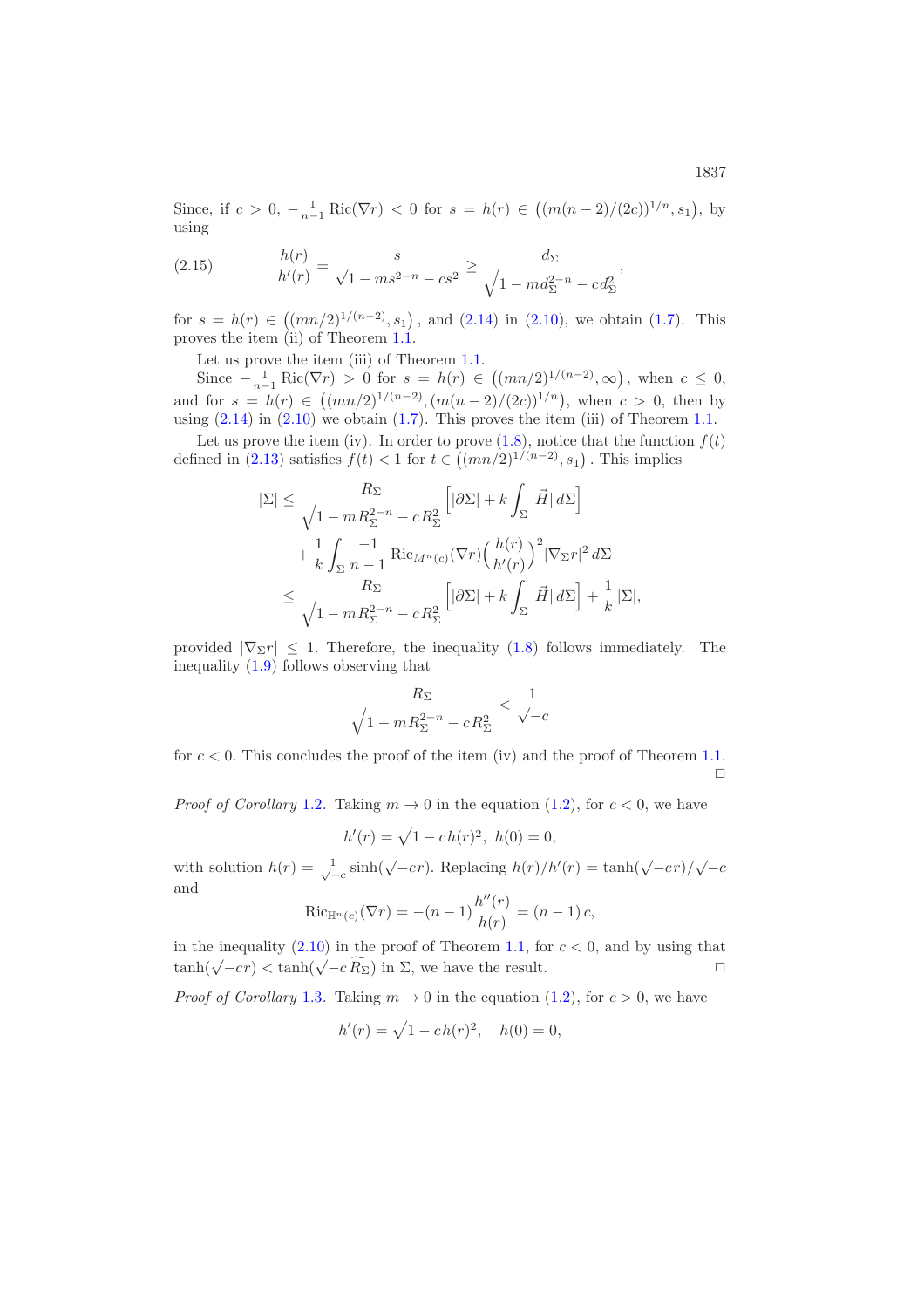Since, if $c > 0$, $-\frac{1}{n-1}\operatorname{Ric}(\nabla r) < 0$ for $s = h(r) \in \left((m(n-2)/(2c))^{1/n}, s_1\right)$, by using

$$\frac{h(r)}{h'(r)} = \frac{s}{\sqrt{1 - ms^{2-n} - cs^2}} \geq \frac{d_\Sigma}{\sqrt{1 - md_\Sigma^{2-n} - cd_\Sigma^2}}, \tag{2.15}$$

for $s = h(r) \in \left((mn/2)^{1/(n-2)}, s_1\right)$, and (2.14) in (2.10), we obtain (1.7). This proves the item (ii) of Theorem 1.1.

Let us prove the item (iii) of Theorem 1.1.

Since $-\frac{1}{n-1}\operatorname{Ric}(\nabla r) > 0$ for $s = h(r) \in \left((mn/2)^{1/(n-2)}, \infty\right)$, when $c \leq 0$, and for $s = h(r) \in \left((mn/2)^{1/(n-2)}, (m(n-2)/(2c))^{1/n}\right)$, when $c > 0$, then by using (2.14) in (2.10) we obtain (1.7). This proves the item (iii) of Theorem 1.1.

Let us prove the item (iv). In order to prove (1.8), notice that the function $f(t)$ defined in (2.13) satisfies $f(t) < 1$ for $t \in \left((mn/2)^{1/(n-2)}, s_1\right)$. This implies

$$\begin{aligned}
|\Sigma| \leq\ & \frac{R_\Sigma}{\sqrt{1 - mR_\Sigma^{2-n} - cR_\Sigma^2}}\left[|\partial\Sigma| + k\int_\Sigma |\vec{H}|\, d\Sigma\right] \\
& + \frac{1}{k}\int_\Sigma \frac{-1}{n-1}\operatorname{Ric}_{M^n(c)}(\nabla r)\left(\frac{h(r)}{h'(r)}\right)^2 |\nabla_\Sigma r|^2\, d\Sigma \\
\leq\ & \frac{R_\Sigma}{\sqrt{1 - mR_\Sigma^{2-n} - cR_\Sigma^2}}\left[|\partial\Sigma| + k\int_\Sigma |\vec{H}|\, d\Sigma\right] + \frac{1}{k}|\Sigma|,
\end{aligned}$$

provided $|\nabla_\Sigma r| \leq 1$. Therefore, the inequality (1.8) follows immediately. The inequality (1.9) follows observing that

$$\frac{R_\Sigma}{\sqrt{1 - mR_\Sigma^{2-n} - cR_\Sigma^2}} < \frac{1}{\sqrt{-c}}$$

for $c < 0$. This concludes the proof of the item (iv) and the proof of Theorem 1.1. $\square$

*Proof of Corollary* 1.2. Taking $m \to 0$ in the equation (1.2), for $c < 0$, we have

$$h'(r) = \sqrt{1 - c\,h(r)^2},\ \ h(0) = 0,$$

with solution $h(r) = \frac{1}{\sqrt{-c}}\sinh(\sqrt{-c}r)$. Replacing $h(r)/h'(r) = \tanh(\sqrt{-c}r)/\sqrt{-c}$ and

$$\operatorname{Ric}_{\mathbb{H}^n(c)}(\nabla r) = -(n-1)\frac{h''(r)}{h(r)} = (n-1)\,c,$$

in the inequality (2.10) in the proof of Theorem 1.1, for $c < 0$, and by using that $\tanh(\sqrt{-c}r) < \tanh(\sqrt{-c}\,\widetilde{R_\Sigma})$ in $\Sigma$, we have the result. $\square$

*Proof of Corollary* 1.3. Taking $m \to 0$ in the equation (1.2), for $c > 0$, we have

$$h'(r) = \sqrt{1 - c\,h(r)^2}, \quad h(0) = 0,$$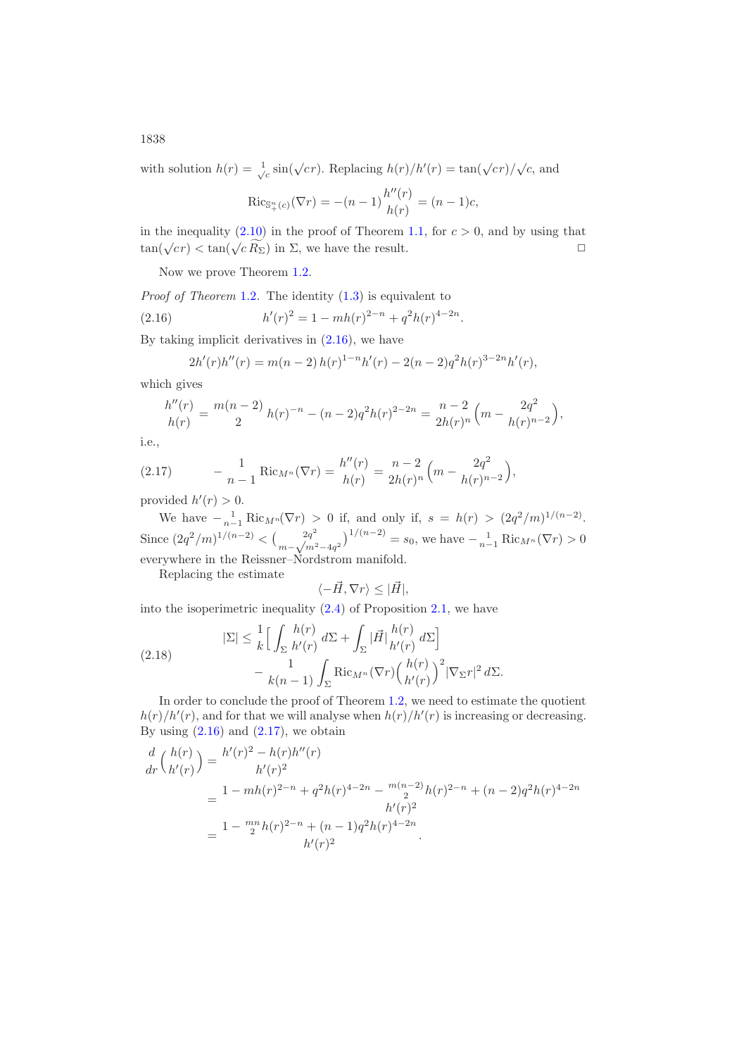with solution $h(r) = \frac{1}{\sqrt{c}}\sin(\sqrt{c}r)$. Replacing $h(r)/h'(r) = \tan(\sqrt{c}r)/\sqrt{c}$, and

$$\mathrm{Ric}_{\mathbb{S}^n_+(c)}(\nabla r) = -(n-1)\frac{h''(r)}{h(r)} = (n-1)c,$$

in the inequality (2.10) in the proof of Theorem 1.1, for $c > 0$, and by using that $\tan(\sqrt{c}r) < \tan(\sqrt{c}\,\widetilde{R_\Sigma})$ in $\Sigma$, we have the result. □

Now we prove Theorem 1.2.

*Proof of Theorem* 1.2. The identity (1.3) is equivalent to

$$h'(r)^2 = 1 - mh(r)^{2-n} + q^2 h(r)^{4-2n}. \tag{2.16}$$

By taking implicit derivatives in (2.16), we have

$$2h'(r)h''(r) = m(n-2)\,h(r)^{1-n}h'(r) - 2(n-2)q^2 h(r)^{3-2n}h'(r),$$

which gives

$$\frac{h''(r)}{h(r)} = \frac{m(n-2)}{2}\,h(r)^{-n} - (n-2)q^2 h(r)^{2-2n} = \frac{n-2}{2h(r)^n}\Big(m - \frac{2q^2}{h(r)^{n-2}}\Big),$$

i.e.,

$$-\frac{1}{n-1}\,\mathrm{Ric}_{M^n}(\nabla r) = \frac{h''(r)}{h(r)} = \frac{n-2}{2h(r)^n}\Big(m - \frac{2q^2}{h(r)^{n-2}}\Big), \tag{2.17}$$

provided $h'(r) > 0$.

We have $-\frac{1}{n-1}\,\mathrm{Ric}_{M^n}(\nabla r) > 0$ if, and only if, $s = h(r) > (2q^2/m)^{1/(n-2)}$. Since $(2q^2/m)^{1/(n-2)} < \big(\frac{2q^2}{m-\sqrt{m^2-4q^2}}\big)^{1/(n-2)} = s_0$, we have $-\frac{1}{n-1}\,\mathrm{Ric}_{M^n}(\nabla r) > 0$ everywhere in the Reissner–Nordstrom manifold.

Replacing the estimate

$$\langle -\vec{H}, \nabla r\rangle \le |\vec{H}|,$$

into the isoperimetric inequality (2.4) of Proposition 2.1, we have

$$\begin{aligned} |\Sigma| \le{}& \frac{1}{k}\Big[\int_\Sigma \frac{h(r)}{h'(r)}\,d\Sigma + \int_\Sigma |\vec{H}|\frac{h(r)}{h'(r)}\,d\Sigma\Big] \\ &- \frac{1}{k(n-1)}\int_\Sigma \mathrm{Ric}_{M^n}(\nabla r)\Big(\frac{h(r)}{h'(r)}\Big)^2 |\nabla_\Sigma r|^2\,d\Sigma. \end{aligned} \tag{2.18}$$

In order to conclude the proof of Theorem 1.2, we need to estimate the quotient $h(r)/h'(r)$, and for that we will analyse when $h(r)/h'(r)$ is increasing or decreasing. By using (2.16) and (2.17), we obtain

$$\begin{aligned} \frac{d}{dr}\Big(\frac{h(r)}{h'(r)}\Big) &= \frac{h'(r)^2 - h(r)h''(r)}{h'(r)^2} \\ &= \frac{1 - mh(r)^{2-n} + q^2 h(r)^{4-2n} - \frac{m(n-2)}{2}h(r)^{2-n} + (n-2)q^2 h(r)^{4-2n}}{h'(r)^2} \\ &= \frac{1 - \frac{mn}{2}h(r)^{2-n} + (n-1)q^2 h(r)^{4-2n}}{h'(r)^2}. \end{aligned}$$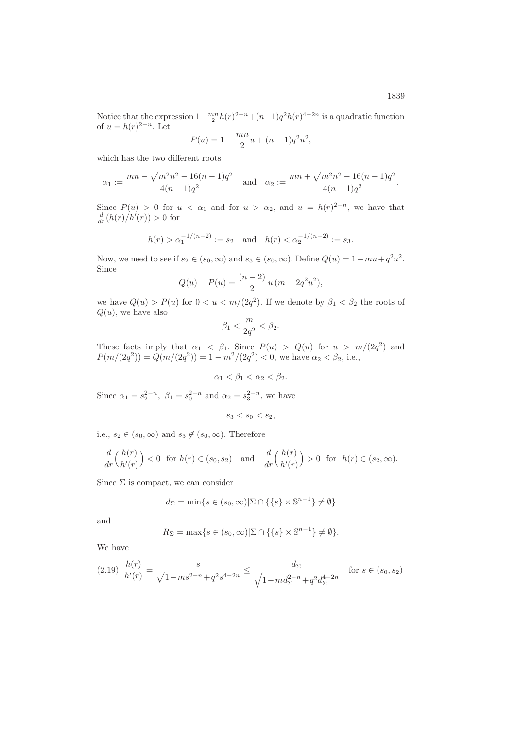Notice that the expression $1-\frac{mn}{2}h(r)^{2-n}+(n-1)q^2h(r)^{4-2n}$ is a quadratic function of $u = h(r)^{2-n}$. Let

$$P(u) = 1 - \frac{mn}{2}u + (n-1)q^2u^2,$$

which has the two different roots

$$\alpha_1 := \frac{mn - \sqrt{m^2n^2 - 16(n-1)q^2}}{4(n-1)q^2} \quad \text{and} \quad \alpha_2 := \frac{mn + \sqrt{m^2n^2 - 16(n-1)q^2}}{4(n-1)q^2}.$$

Since $P(u) > 0$ for $u < \alpha_1$ and for $u > \alpha_2$, and $u = h(r)^{2-n}$, we have that $\frac{d}{dr}(h(r)/h'(r)) > 0$ for

$$h(r) > \alpha_1^{-1/(n-2)} := s_2 \quad \text{and} \quad h(r) < \alpha_2^{-1/(n-2)} := s_3.$$

Now, we need to see if $s_2 \in (s_0, \infty)$ and $s_3 \in (s_0, \infty)$. Define $Q(u) = 1 - mu + q^2u^2$. Since

$$Q(u) - P(u) = \frac{(n-2)}{2}\, u\,(m - 2q^2u^2),$$

we have $Q(u) > P(u)$ for $0 < u < m/(2q^2)$. If we denote by $\beta_1 < \beta_2$ the roots of $Q(u)$, we have also

$$\beta_1 < \frac{m}{2q^2} < \beta_2.$$

These facts imply that $\alpha_1 < \beta_1$. Since $P(u) > Q(u)$ for $u > m/(2q^2)$ and $P(m/(2q^2)) = Q(m/(2q^2)) = 1 - m^2/(2q^2) < 0$, we have $\alpha_2 < \beta_2$, i.e.,

$$\alpha_1 < \beta_1 < \alpha_2 < \beta_2.$$

Since $\alpha_1 = s_2^{2-n},\ \beta_1 = s_0^{2-n}$ and $\alpha_2 = s_3^{2-n}$, we have

$$s_3 < s_0 < s_2,$$

i.e., $s_2 \in (s_0, \infty)$ and $s_3 \notin (s_0, \infty)$. Therefore

$$\frac{d}{dr}\Big(\frac{h(r)}{h'(r)}\Big) < 0 \ \text{ for } h(r) \in (s_0, s_2) \quad \text{and} \quad \frac{d}{dr}\Big(\frac{h(r)}{h'(r)}\Big) > 0 \ \text{ for } \ h(r) \in (s_2, \infty).$$

Since $\Sigma$ is compact, we can consider

$$d_\Sigma = \min\{s \in (s_0, \infty) | \Sigma \cap \{\{s\} \times \mathbb{S}^{n-1}\} \neq \emptyset\}$$

and

$$R_\Sigma = \max\{s \in (s_0, \infty) | \Sigma \cap \{\{s\} \times \mathbb{S}^{n-1}\} \neq \emptyset\}.$$

We have

$$\frac{h(r)}{h'(r)} = \frac{s}{\sqrt{1 - ms^{2-n} + q^2s^{4-2n}}} \leq \frac{d_\Sigma}{\sqrt{1 - md_\Sigma^{2-n} + q^2d_\Sigma^{4-2n}}} \quad \text{for } s \in (s_0, s_2) \tag{2.19}$$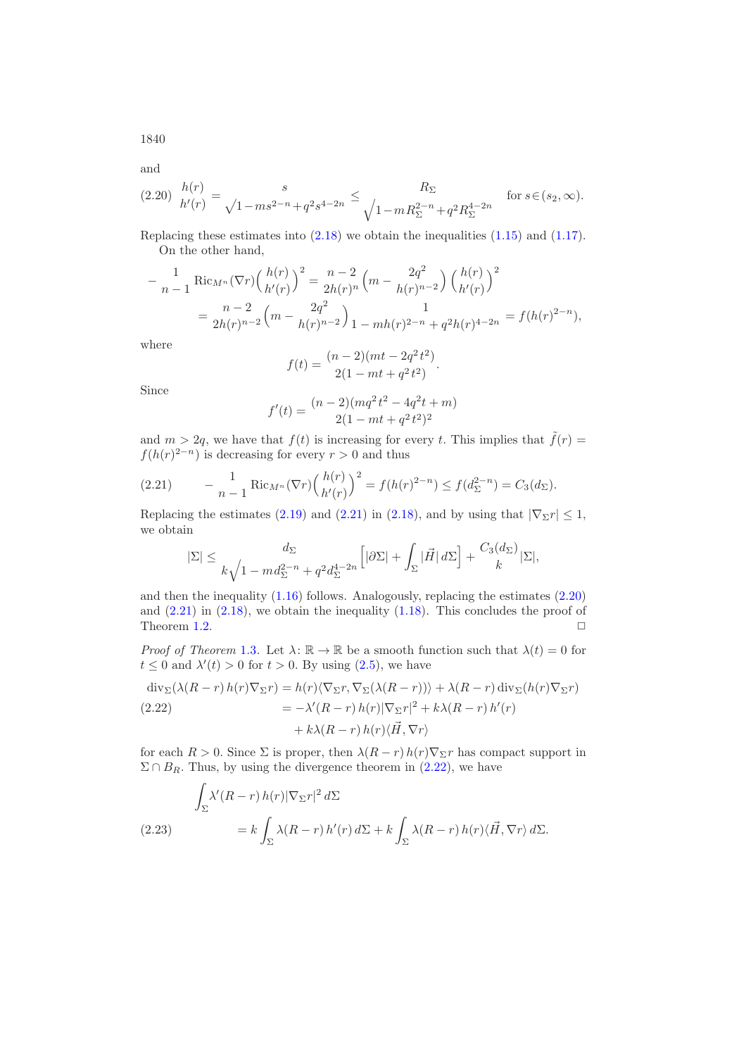and

$$\frac{h(r)}{h'(r)} = \frac{s}{\sqrt{1-ms^{2-n}+q^2s^{4-2n}}} \leq \frac{R_\Sigma}{\sqrt{1-mR_\Sigma^{2-n}+q^2R_\Sigma^{4-2n}}} \quad \text{for } s\in(s_2,\infty). \tag{2.20}$$

Replacing these estimates into (2.18) we obtain the inequalities (1.15) and (1.17).

On the other hand,

$$\begin{aligned}
-\frac{1}{n-1}\operatorname{Ric}_{M^n}(\nabla r)\Big(\frac{h(r)}{h'(r)}\Big)^2 &= \frac{n-2}{2h(r)^n}\Big(m - \frac{2q^2}{h(r)^{n-2}}\Big)\Big(\frac{h(r)}{h'(r)}\Big)^2 \\
&= \frac{n-2}{2h(r)^{n-2}}\Big(m - \frac{2q^2}{h(r)^{n-2}}\Big)\frac{1}{1-mh(r)^{2-n}+q^2h(r)^{4-2n}} = f(h(r)^{2-n}),
\end{aligned}$$

where

$$f(t) = \frac{(n-2)(mt-2q^2t^2)}{2(1-mt+q^2t^2)}.$$

Since

$$f'(t) = \frac{(n-2)(mq^2t^2-4q^2t+m)}{2(1-mt+q^2t^2)^2}$$

and $m > 2q$, we have that $f(t)$ is increasing for every $t$. This implies that $\tilde{f}(r) = f(h(r)^{2-n})$ is decreasing for every $r > 0$ and thus

$$-\frac{1}{n-1}\operatorname{Ric}_{M^n}(\nabla r)\Big(\frac{h(r)}{h'(r)}\Big)^2 = f(h(r)^{2-n}) \leq f(d_\Sigma^{2-n}) = C_3(d_\Sigma). \tag{2.21}$$

Replacing the estimates (2.19) and (2.21) in (2.18), and by using that $|\nabla_\Sigma r| \leq 1$, we obtain

$$|\Sigma| \leq \frac{d_\Sigma}{k\sqrt{1-md_\Sigma^{2-n}+q^2d_\Sigma^{4-2n}}}\Big[|\partial\Sigma| + \int_\Sigma |\vec{H}|\,d\Sigma\Big] + \frac{C_3(d_\Sigma)}{k}|\Sigma|,$$

and then the inequality (1.16) follows. Analogously, replacing the estimates (2.20) and (2.21) in (2.18), we obtain the inequality (1.18). This concludes the proof of Theorem 1.2. □

*Proof of Theorem* 1.3. Let $\lambda\colon \mathbb{R}\to\mathbb{R}$ be a smooth function such that $\lambda(t) = 0$ for $t \leq 0$ and $\lambda'(t) > 0$ for $t > 0$. By using (2.5), we have

$$\begin{aligned}
\operatorname{div}_\Sigma(\lambda(R-r)\,h(r)\nabla_\Sigma r) &= h(r)\langle\nabla_\Sigma r, \nabla_\Sigma(\lambda(R-r))\rangle + \lambda(R-r)\operatorname{div}_\Sigma(h(r)\nabla_\Sigma r) \\
&= -\lambda'(R-r)\,h(r)|\nabla_\Sigma r|^2 + k\lambda(R-r)\,h'(r) \\
&\quad + k\lambda(R-r)\,h(r)\langle\vec{H}, \nabla r\rangle
\end{aligned} \tag{2.22}$$

for each $R > 0$. Since $\Sigma$ is proper, then $\lambda(R-r)\,h(r)\nabla_\Sigma r$ has compact support in $\Sigma\cap B_R$. Thus, by using the divergence theorem in (2.22), we have

$$\begin{aligned}
&\int_\Sigma \lambda'(R-r)\,h(r)|\nabla_\Sigma r|^2\,d\Sigma \\
&\qquad = k\int_\Sigma \lambda(R-r)\,h'(r)\,d\Sigma + k\int_\Sigma \lambda(R-r)\,h(r)\langle\vec{H}, \nabla r\rangle\,d\Sigma.
\end{aligned} \tag{2.23}$$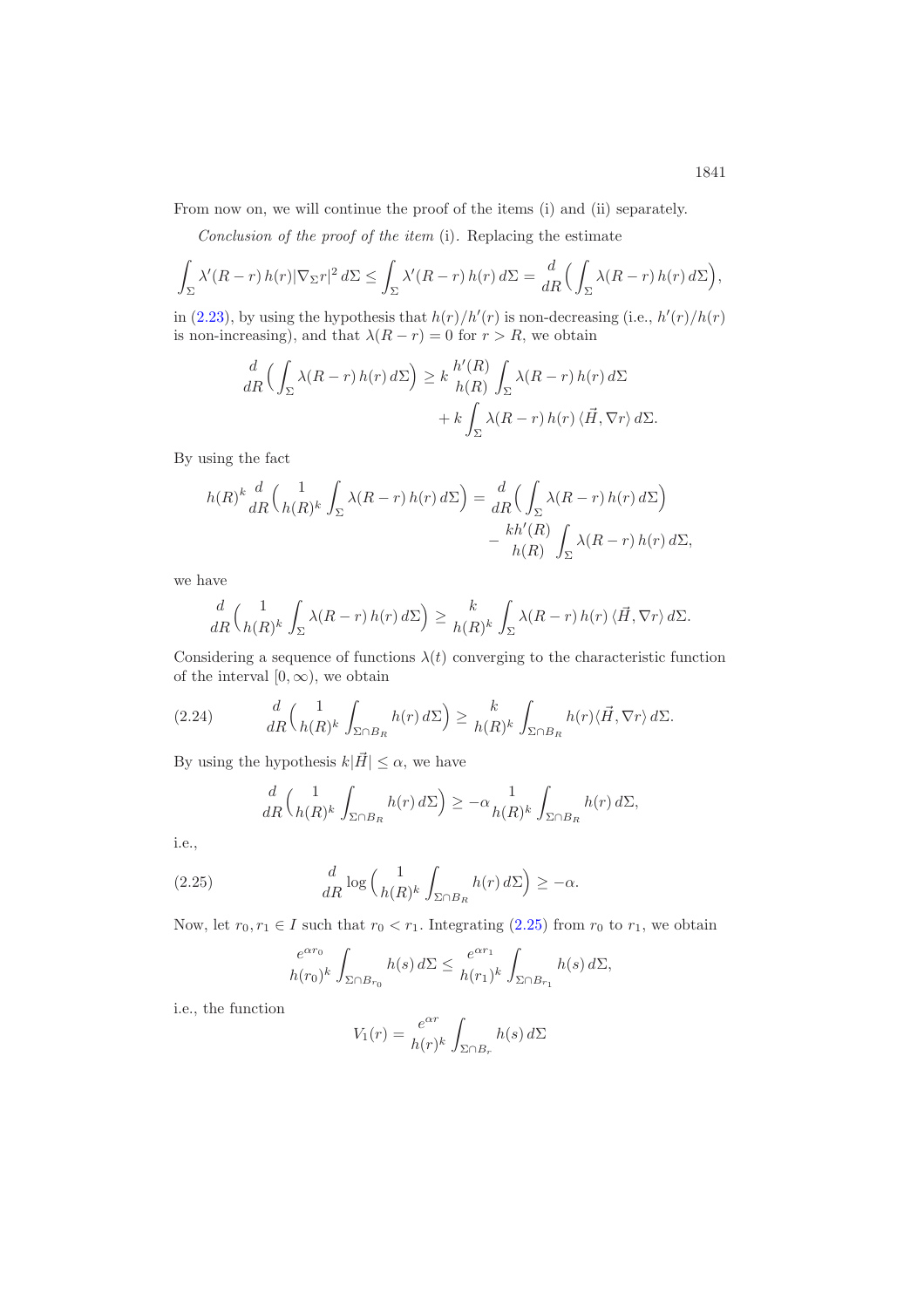From now on, we will continue the proof of the items (i) and (ii) separately.

*Conclusion of the proof of the item* (i). Replacing the estimate

$$\int_\Sigma \lambda'(R-r)\, h(r) |\nabla_\Sigma r|^2 \, d\Sigma \leq \int_\Sigma \lambda'(R-r)\, h(r)\, d\Sigma = \frac{d}{dR}\Big( \int_\Sigma \lambda(R-r)\, h(r)\, d\Sigma \Big),$$

in (2.23), by using the hypothesis that $h(r)/h'(r)$ is non-decreasing (i.e., $h'(r)/h(r)$ is non-increasing), and that $\lambda(R-r) = 0$ for $r > R$, we obtain

$$\frac{d}{dR}\Big( \int_\Sigma \lambda(R-r)\, h(r)\, d\Sigma \Big) \geq k\, \frac{h'(R)}{h(R)} \int_\Sigma \lambda(R-r)\, h(r)\, d\Sigma + k \int_\Sigma \lambda(R-r)\, h(r)\, \langle \vec{H}, \nabla r \rangle \, d\Sigma.$$

By using the fact

$$h(R)^k \frac{d}{dR}\Big( \frac{1}{h(R)^k} \int_\Sigma \lambda(R-r)\, h(r)\, d\Sigma \Big) = \frac{d}{dR}\Big( \int_\Sigma \lambda(R-r)\, h(r)\, d\Sigma \Big) - \frac{k h'(R)}{h(R)} \int_\Sigma \lambda(R-r)\, h(r)\, d\Sigma,$$

we have

$$\frac{d}{dR}\Big( \frac{1}{h(R)^k} \int_\Sigma \lambda(R-r)\, h(r)\, d\Sigma \Big) \geq \frac{k}{h(R)^k} \int_\Sigma \lambda(R-r)\, h(r)\, \langle \vec{H}, \nabla r \rangle \, d\Sigma.$$

Considering a sequence of functions $\lambda(t)$ converging to the characteristic function of the interval $[0, \infty)$, we obtain

$$\frac{d}{dR}\Big( \frac{1}{h(R)^k} \int_{\Sigma \cap B_R} h(r)\, d\Sigma \Big) \geq \frac{k}{h(R)^k} \int_{\Sigma \cap B_R} h(r) \langle \vec{H}, \nabla r \rangle \, d\Sigma. \tag{2.24}$$

By using the hypothesis $k|\vec{H}| \leq \alpha$, we have

$$\frac{d}{dR}\Big( \frac{1}{h(R)^k} \int_{\Sigma \cap B_R} h(r)\, d\Sigma \Big) \geq -\alpha \frac{1}{h(R)^k} \int_{\Sigma \cap B_R} h(r)\, d\Sigma,$$

i.e.,

$$\frac{d}{dR} \log \Big( \frac{1}{h(R)^k} \int_{\Sigma \cap B_R} h(r)\, d\Sigma \Big) \geq -\alpha. \tag{2.25}$$

Now, let $r_0, r_1 \in I$ such that $r_0 < r_1$. Integrating (2.25) from $r_0$ to $r_1$, we obtain

$$\frac{e^{\alpha r_0}}{h(r_0)^k} \int_{\Sigma \cap B_{r_0}} h(s)\, d\Sigma \leq \frac{e^{\alpha r_1}}{h(r_1)^k} \int_{\Sigma \cap B_{r_1}} h(s)\, d\Sigma,$$

i.e., the function

$$V_1(r) = \frac{e^{\alpha r}}{h(r)^k} \int_{\Sigma \cap B_r} h(s)\, d\Sigma$$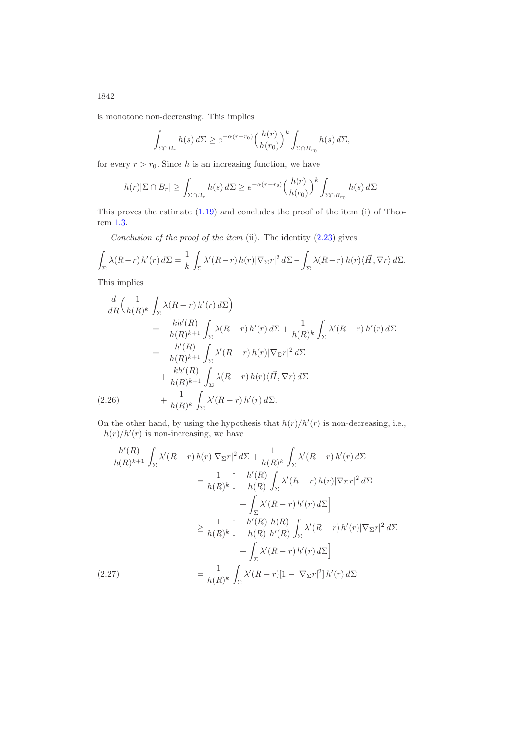is monotone non-decreasing. This implies

$$\int_{\Sigma\cap B_r} h(s)\, d\Sigma \geq e^{-\alpha(r-r_0)}\Big(\frac{h(r)}{h(r_0)}\Big)^k \int_{\Sigma\cap B_{r_0}} h(s)\, d\Sigma,$$

for every $r > r_0$. Since $h$ is an increasing function, we have

$$h(r)|\Sigma\cap B_r| \geq \int_{\Sigma\cap B_r} h(s)\, d\Sigma \geq e^{-\alpha(r-r_0)}\Big(\frac{h(r)}{h(r_0)}\Big)^k \int_{\Sigma\cap B_{r_0}} h(s)\, d\Sigma.$$

This proves the estimate (1.19) and concludes the proof of the item (i) of Theorem 1.3.

*Conclusion of the proof of the item* (ii). The identity (2.23) gives

$$\int_\Sigma \lambda(R-r)\, h'(r)\, d\Sigma = \frac{1}{k}\int_\Sigma \lambda'(R-r)\, h(r)|\nabla_\Sigma r|^2\, d\Sigma - \int_\Sigma \lambda(R-r)\, h(r)\langle \vec{H}, \nabla r\rangle\, d\Sigma.$$

This implies

$$\begin{aligned}
\frac{d}{dR}\Big(\frac{1}{h(R)^k}\int_\Sigma \lambda(R-r)\, h'(r)\, d\Sigma\Big) \\
&= -\frac{kh'(R)}{h(R)^{k+1}}\int_\Sigma \lambda(R-r)\, h'(r)\, d\Sigma + \frac{1}{h(R)^k}\int_\Sigma \lambda'(R-r)\, h'(r)\, d\Sigma \\
&= -\frac{h'(R)}{h(R)^{k+1}}\int_\Sigma \lambda'(R-r)\, h(r)|\nabla_\Sigma r|^2\, d\Sigma \\
&\quad + \frac{kh'(R)}{h(R)^{k+1}}\int_\Sigma \lambda(R-r)\, h(r)\langle \vec{H}, \nabla r\rangle\, d\Sigma \\
&\quad + \frac{1}{h(R)^k}\int_\Sigma \lambda'(R-r)\, h'(r)\, d\Sigma.
\end{aligned} \tag{2.26}$$

On the other hand, by using the hypothesis that $h(r)/h'(r)$ is non-decreasing, i.e., $-h(r)/h'(r)$ is non-increasing, we have

$$\begin{aligned}
-\frac{h'(R)}{h(R)^{k+1}}\int_\Sigma \lambda'(R-r)\, h(r)|\nabla_\Sigma r|^2\, d\Sigma + \frac{1}{h(R)^k}\int_\Sigma \lambda'(R-r)\, h'(r)\, d\Sigma \\
&= \frac{1}{h(R)^k}\Big[-\frac{h'(R)}{h(R)}\int_\Sigma \lambda'(R-r)\, h(r)|\nabla_\Sigma r|^2\, d\Sigma \\
&\quad + \int_\Sigma \lambda'(R-r)\, h'(r)\, d\Sigma\Big] \\
&\geq \frac{1}{h(R)^k}\Big[-\frac{h'(R)}{h(R)}\frac{h(R)}{h'(R)}\int_\Sigma \lambda'(R-r)\, h'(r)|\nabla_\Sigma r|^2\, d\Sigma \\
&\quad + \int_\Sigma \lambda'(R-r)\, h'(r)\, d\Sigma\Big] \\
&= \frac{1}{h(R)^k}\int_\Sigma \lambda'(R-r)[1-|\nabla_\Sigma r|^2]\, h'(r)\, d\Sigma.
\end{aligned} \tag{2.27}$$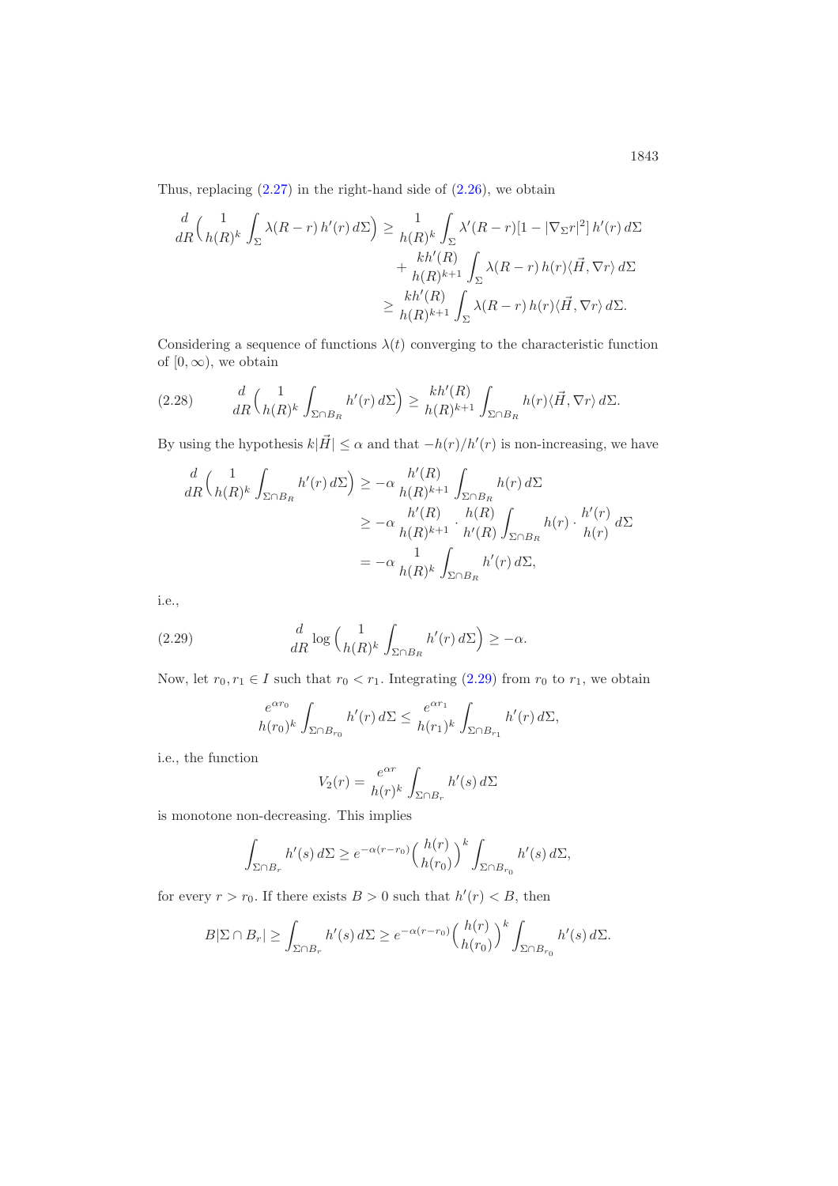Thus, replacing (2.27) in the right-hand side of (2.26), we obtain

$$
\begin{aligned}
\frac{d}{dR}\Big(\frac{1}{h(R)^k}\int_\Sigma \lambda(R-r)\,h'(r)\,d\Sigma\Big) &\geq \frac{1}{h(R)^k}\int_\Sigma \lambda'(R-r)[1-|\nabla_\Sigma r|^2]\,h'(r)\,d\Sigma \\
&\quad + \frac{kh'(R)}{h(R)^{k+1}}\int_\Sigma \lambda(R-r)\,h(r)\langle \vec{H},\nabla r\rangle\,d\Sigma \\
&\geq \frac{kh'(R)}{h(R)^{k+1}}\int_\Sigma \lambda(R-r)\,h(r)\langle \vec{H},\nabla r\rangle\,d\Sigma.
\end{aligned}
$$

Considering a sequence of functions $\lambda(t)$ converging to the characteristic function of $[0,\infty)$, we obtain

$$
\frac{d}{dR}\Big(\frac{1}{h(R)^k}\int_{\Sigma\cap B_R} h'(r)\,d\Sigma\Big) \geq \frac{kh'(R)}{h(R)^{k+1}}\int_{\Sigma\cap B_R} h(r)\langle \vec{H},\nabla r\rangle\,d\Sigma. \tag{2.28}
$$

By using the hypothesis $k|\vec{H}|\leq\alpha$ and that $-h(r)/h'(r)$ is non-increasing, we have

$$
\begin{aligned}
\frac{d}{dR}\Big(\frac{1}{h(R)^k}\int_{\Sigma\cap B_R} h'(r)\,d\Sigma\Big) &\geq -\alpha\,\frac{h'(R)}{h(R)^{k+1}}\int_{\Sigma\cap B_R} h(r)\,d\Sigma \\
&\geq -\alpha\,\frac{h'(R)}{h(R)^{k+1}}\cdot\frac{h(R)}{h'(R)}\int_{\Sigma\cap B_R} h(r)\cdot\frac{h'(r)}{h(r)}\,d\Sigma \\
&= -\alpha\,\frac{1}{h(R)^k}\int_{\Sigma\cap B_R} h'(r)\,d\Sigma,
\end{aligned}
$$

i.e.,

$$
\frac{d}{dR}\log\Big(\frac{1}{h(R)^k}\int_{\Sigma\cap B_R} h'(r)\,d\Sigma\Big) \geq -\alpha. \tag{2.29}
$$

Now, let $r_0, r_1 \in I$ such that $r_0 < r_1$. Integrating (2.29) from $r_0$ to $r_1$, we obtain

$$
\frac{e^{\alpha r_0}}{h(r_0)^k}\int_{\Sigma\cap B_{r_0}} h'(r)\,d\Sigma \leq \frac{e^{\alpha r_1}}{h(r_1)^k}\int_{\Sigma\cap B_{r_1}} h'(r)\,d\Sigma,
$$

i.e., the function

$$
V_2(r) = \frac{e^{\alpha r}}{h(r)^k}\int_{\Sigma\cap B_r} h'(s)\,d\Sigma
$$

is monotone non-decreasing. This implies

$$
\int_{\Sigma\cap B_r} h'(s)\,d\Sigma \geq e^{-\alpha(r-r_0)}\Big(\frac{h(r)}{h(r_0)}\Big)^k\int_{\Sigma\cap B_{r_0}} h'(s)\,d\Sigma,
$$

for every $r > r_0$. If there exists $B > 0$ such that $h'(r) < B$, then

$$
B|\Sigma\cap B_r| \geq \int_{\Sigma\cap B_r} h'(s)\,d\Sigma \geq e^{-\alpha(r-r_0)}\Big(\frac{h(r)}{h(r_0)}\Big)^k\int_{\Sigma\cap B_{r_0}} h'(s)\,d\Sigma.
$$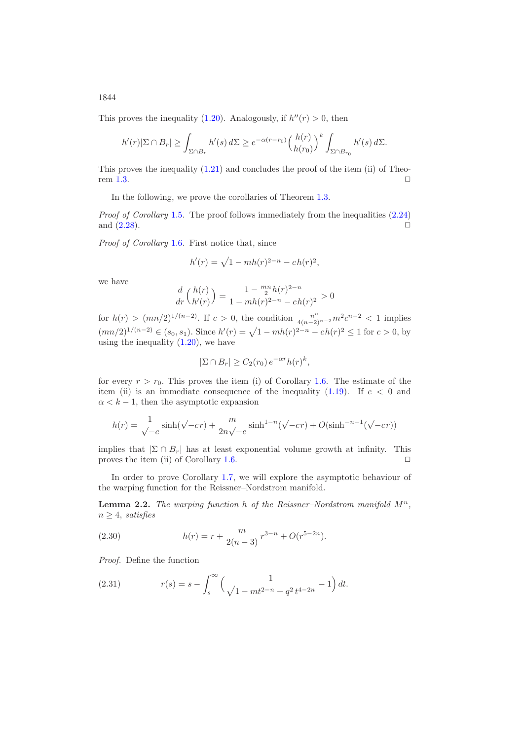This proves the inequality (1.20). Analogously, if $h''(r) > 0$, then

$$h'(r)|\Sigma \cap B_r| \geq \int_{\Sigma\cap B_r} h'(s)\, d\Sigma \geq e^{-\alpha(r-r_0)}\Big(\frac{h(r)}{h(r_0)}\Big)^k \int_{\Sigma\cap B_{r_0}} h'(s)\, d\Sigma.$$

This proves the inequality (1.21) and concludes the proof of the item (ii) of Theorem 1.3. □

In the following, we prove the corollaries of Theorem 1.3.

*Proof of Corollary* 1.5. The proof follows immediately from the inequalities (2.24) and (2.28). □

*Proof of Corollary* 1.6. First notice that, since

$$h'(r) = \sqrt{1 - mh(r)^{2-n} - ch(r)^2},$$

we have

$$\frac{d}{dr}\Big(\frac{h(r)}{h'(r)}\Big) = \frac{1 - \frac{mn}{2}h(r)^{2-n}}{1 - mh(r)^{2-n} - ch(r)^2} > 0$$

for $h(r) > (mn/2)^{1/(n-2)}$. If $c > 0$, the condition $\frac{n^n}{4(n-2)^{n-2}}m^2c^{n-2} < 1$ implies $(mn/2)^{1/(n-2)} \in (s_0, s_1)$. Since $h'(r) = \sqrt{1 - mh(r)^{2-n} - ch(r)^2} \leq 1$ for $c > 0$, by using the inequality (1.20), we have

$$|\Sigma \cap B_r| \geq C_2(r_0)\, e^{-\alpha r} h(r)^k,$$

for every $r > r_0$. This proves the item (i) of Corollary 1.6. The estimate of the item (ii) is an immediate consequence of the inequality (1.19). If $c < 0$ and $\alpha < k - 1$, then the asymptotic expansion

$$h(r) = \frac{1}{\sqrt{-c}}\sinh(\sqrt{-c}r) + \frac{m}{2n\sqrt{-c}}\sinh^{1-n}(\sqrt{-c}r) + O(\sinh^{-n-1}(\sqrt{-c}r))$$

implies that $|\Sigma \cap B_r|$ has at least exponential volume growth at infinity. This proves the item (ii) of Corollary 1.6. □

In order to prove Corollary 1.7, we will explore the asymptotic behaviour of the warping function for the Reissner–Nordstrom manifold.

**Lemma 2.2.** *The warping function $h$ of the Reissner–Nordstrom manifold $M^n$, $n \geq 4$, satisfies*

$$h(r) = r + \frac{m}{2(n-3)}\, r^{3-n} + O(r^{5-2n}). \tag{2.30}$$

*Proof.* Define the function

$$r(s) = s - \int_s^\infty \Big(\frac{1}{\sqrt{1 - mt^{2-n} + q^2\, t^{4-2n}}} - 1\Big)\, dt. \tag{2.31}$$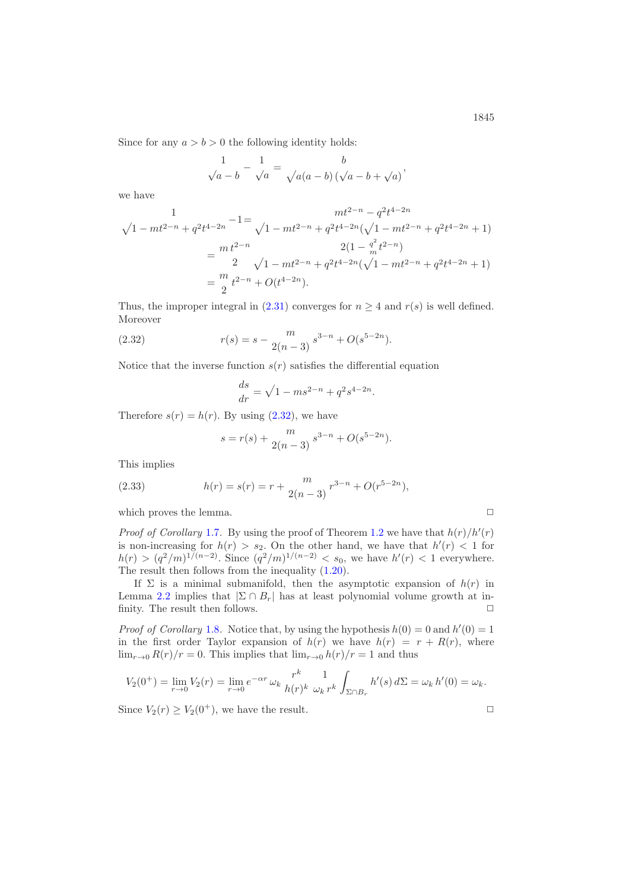Since for any $a > b > 0$ the following identity holds:

$$\frac{1}{\sqrt{a-b}} - \frac{1}{\sqrt{a}} = \frac{b}{\sqrt{a(a-b)}\,(\sqrt{a-b}+\sqrt{a})},$$

we have

$$\begin{aligned}
\frac{1}{\sqrt{1-mt^{2-n}+q^2t^{4-2n}}}-1 &= \frac{mt^{2-n}-q^2t^{4-2n}}{\sqrt{1-mt^{2-n}+q^2t^{4-2n}}(\sqrt{1-mt^{2-n}+q^2t^{4-2n}}+1)} \\
&= \frac{m\,t^{2-n}}{2}\frac{2(1-\frac{q^2}{m}t^{2-n})}{\sqrt{1-mt^{2-n}+q^2t^{4-2n}}(\sqrt{1-mt^{2-n}+q^2t^{4-2n}}+1)} \\
&= \frac{m}{2}\,t^{2-n}+O(t^{4-2n}).
\end{aligned}$$

Thus, the improper integral in (2.31) converges for $n \geq 4$ and $r(s)$ is well defined. Moreover

$$r(s) = s - \frac{m}{2(n-3)}\,s^{3-n} + O(s^{5-2n}). \tag{2.32}$$

Notice that the inverse function $s(r)$ satisfies the differential equation

$$\frac{ds}{dr} = \sqrt{1-ms^{2-n}+q^2s^{4-2n}}.$$

Therefore $s(r) = h(r)$. By using (2.32), we have

$$s = r(s) + \frac{m}{2(n-3)}\,s^{3-n} + O(s^{5-2n}).$$

This implies

$$h(r) = s(r) = r + \frac{m}{2(n-3)}\,r^{3-n} + O(r^{5-2n}), \tag{2.33}$$

which proves the lemma. □

*Proof of Corollary 1.7.* By using the proof of Theorem 1.2 we have that $h(r)/h'(r)$ is non-increasing for $h(r) > s_2$. On the other hand, we have that $h'(r) < 1$ for $h(r) > (q^2/m)^{1/(n-2)}$. Since $(q^2/m)^{1/(n-2)} < s_0$, we have $h'(r) < 1$ everywhere. The result then follows from the inequality (1.20).

If $\Sigma$ is a minimal submanifold, then the asymptotic expansion of $h(r)$ in Lemma 2.2 implies that $|\Sigma \cap B_r|$ has at least polynomial volume growth at infinity. The result then follows. □

*Proof of Corollary 1.8.* Notice that, by using the hypothesis $h(0) = 0$ and $h'(0) = 1$ in the first order Taylor expansion of $h(r)$ we have $h(r) = r + R(r)$, where $\lim_{r\to 0} R(r)/r = 0$. This implies that $\lim_{r\to 0} h(r)/r = 1$ and thus

$$V_2(0^+) = \lim_{r\to 0} V_2(r) = \lim_{r\to 0} e^{-\alpha r}\,\omega_k\,\frac{r^k}{h(r)^k}\,\frac{1}{\omega_k\,r^k}\int_{\Sigma\cap B_r} h'(s)\,d\Sigma = \omega_k\,h'(0) = \omega_k.$$

Since $V_2(r) \geq V_2(0^+)$, we have the result. □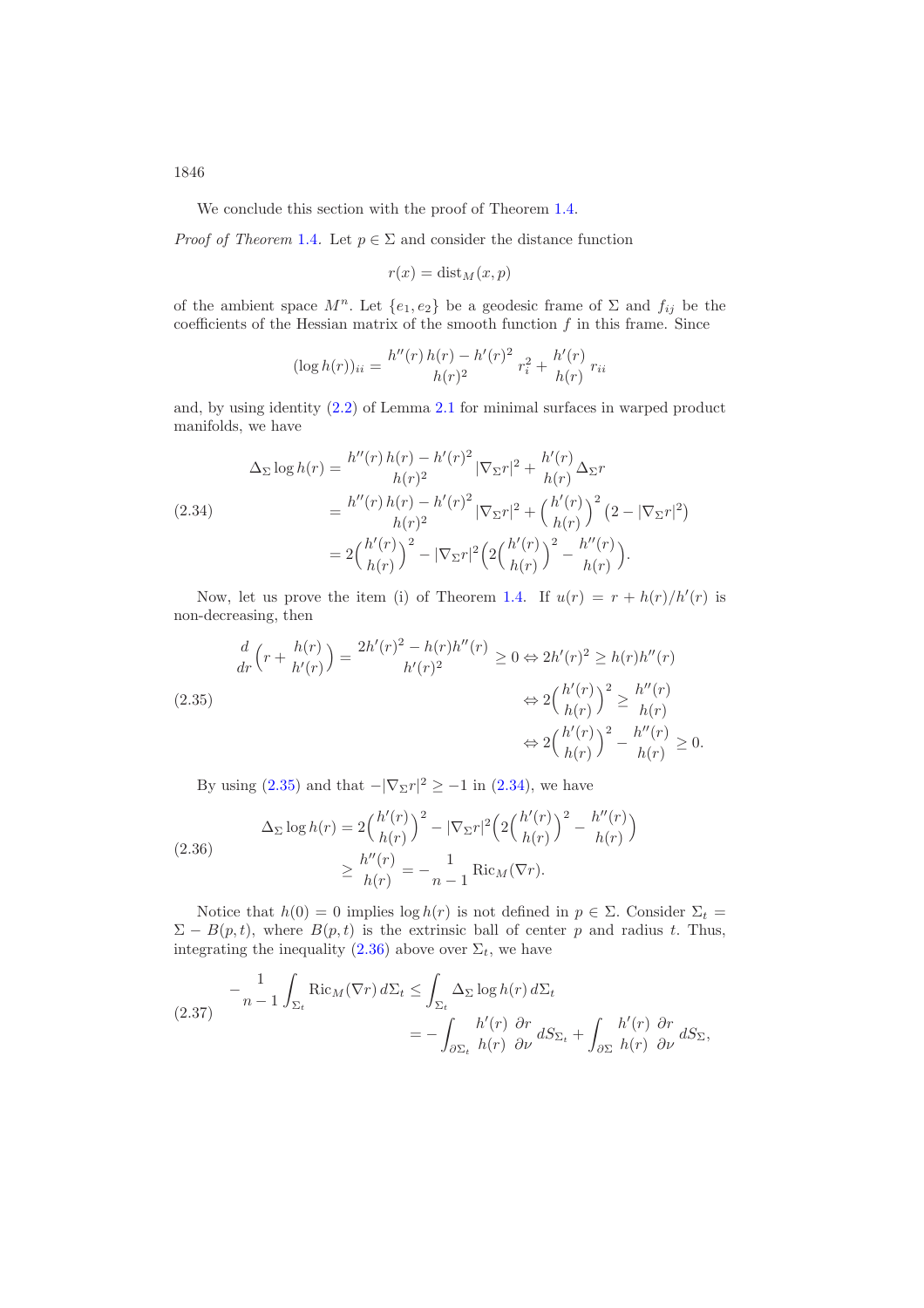We conclude this section with the proof of Theorem 1.4.

*Proof of Theorem* 1.4. Let $p \in \Sigma$ and consider the distance function

$$r(x) = \operatorname{dist}_M(x, p)$$

of the ambient space $M^n$. Let $\{e_1, e_2\}$ be a geodesic frame of $\Sigma$ and $f_{ij}$ be the coefficients of the Hessian matrix of the smooth function $f$ in this frame. Since

$$(\log h(r))_{ii} = \frac{h''(r)\, h(r) - h'(r)^2}{h(r)^2}\, r_i^2 + \frac{h'(r)}{h(r)}\, r_{ii}$$

and, by using identity (2.2) of Lemma 2.1 for minimal surfaces in warped product manifolds, we have

$$\begin{aligned}
\Delta_\Sigma \log h(r) &= \frac{h''(r)\, h(r) - h'(r)^2}{h(r)^2}\, |\nabla_\Sigma r|^2 + \frac{h'(r)}{h(r)}\, \Delta_\Sigma r \\
&= \frac{h''(r)\, h(r) - h'(r)^2}{h(r)^2}\, |\nabla_\Sigma r|^2 + \Big(\frac{h'(r)}{h(r)}\Big)^2 \big(2 - |\nabla_\Sigma r|^2\big) \\
&= 2\Big(\frac{h'(r)}{h(r)}\Big)^2 - |\nabla_\Sigma r|^2 \Big(2\Big(\frac{h'(r)}{h(r)}\Big)^2 - \frac{h''(r)}{h(r)}\Big).
\end{aligned} \tag{2.34}$$

Now, let us prove the item (i) of Theorem 1.4. If $u(r) = r + h(r)/h'(r)$ is non-decreasing, then

$$\begin{aligned}
\frac{d}{dr}\Big(r + \frac{h(r)}{h'(r)}\Big) = \frac{2h'(r)^2 - h(r)h''(r)}{h'(r)^2} \geq 0 &\Leftrightarrow 2h'(r)^2 \geq h(r)h''(r) \\
&\Leftrightarrow 2\Big(\frac{h'(r)}{h(r)}\Big)^2 \geq \frac{h''(r)}{h(r)} \\
&\Leftrightarrow 2\Big(\frac{h'(r)}{h(r)}\Big)^2 - \frac{h''(r)}{h(r)} \geq 0.
\end{aligned} \tag{2.35}$$

By using (2.35) and that $-|\nabla_\Sigma r|^2 \geq -1$ in (2.34), we have

$$\begin{aligned}
\Delta_\Sigma \log h(r) &= 2\Big(\frac{h'(r)}{h(r)}\Big)^2 - |\nabla_\Sigma r|^2 \Big(2\Big(\frac{h'(r)}{h(r)}\Big)^2 - \frac{h''(r)}{h(r)}\Big) \\
&\geq \frac{h''(r)}{h(r)} = -\frac{1}{n-1}\operatorname{Ric}_M(\nabla r).
\end{aligned} \tag{2.36}$$

Notice that $h(0) = 0$ implies $\log h(r)$ is not defined in $p \in \Sigma$. Consider $\Sigma_t = \Sigma - B(p, t)$, where $B(p, t)$ is the extrinsic ball of center $p$ and radius $t$. Thus, integrating the inequality (2.36) above over $\Sigma_t$, we have

$$\begin{aligned}
-\frac{1}{n-1}\int_{\Sigma_t} \operatorname{Ric}_M(\nabla r)\, d\Sigma_t &\leq \int_{\Sigma_t} \Delta_\Sigma \log h(r)\, d\Sigma_t \\
&= -\int_{\partial \Sigma_t} \frac{h'(r)}{h(r)} \frac{\partial r}{\partial \nu}\, dS_{\Sigma_t} + \int_{\partial \Sigma} \frac{h'(r)}{h(r)} \frac{\partial r}{\partial \nu}\, dS_{\Sigma},
\end{aligned} \tag{2.37}$$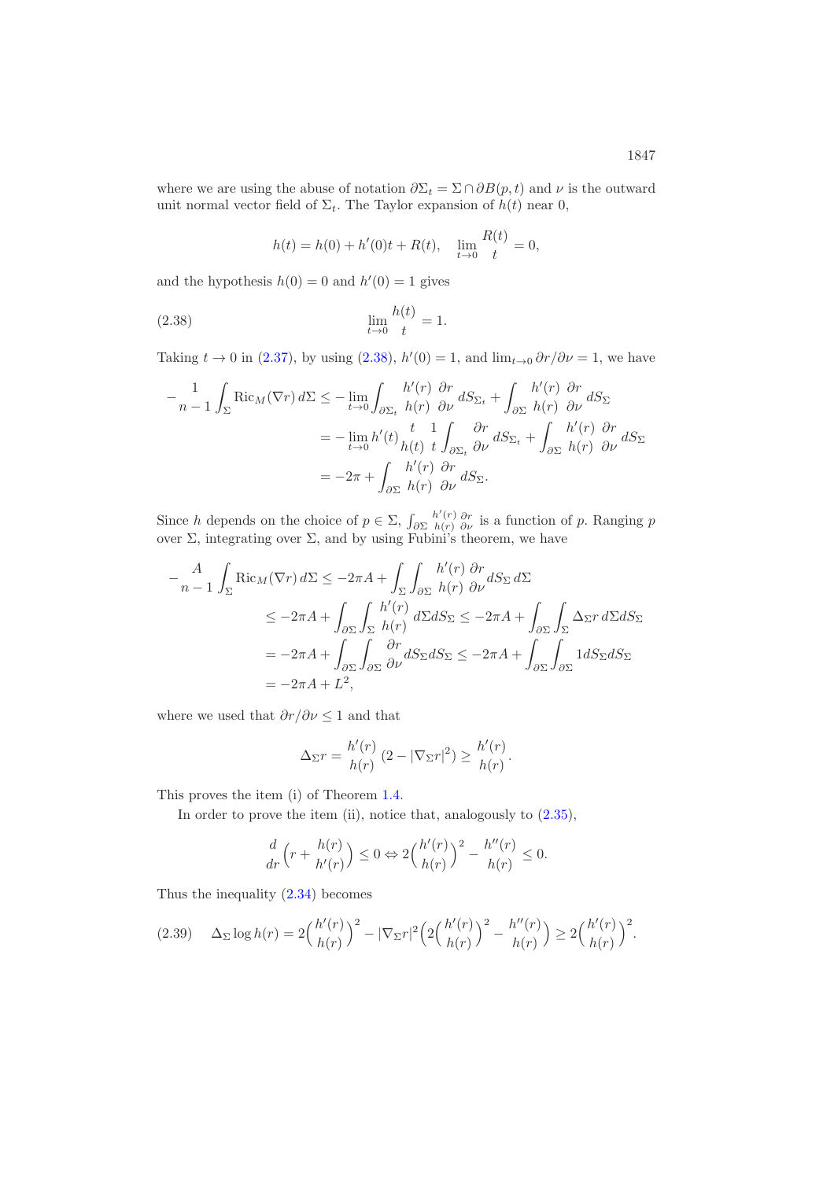where we are using the abuse of notation $\partial\Sigma_t = \Sigma \cap \partial B(p,t)$ and $\nu$ is the outward unit normal vector field of $\Sigma_t$. The Taylor expansion of $h(t)$ near 0,

$$h(t) = h(0) + h'(0)t + R(t), \quad \lim_{t\to 0} \frac{R(t)}{t} = 0,$$

and the hypothesis $h(0) = 0$ and $h'(0) = 1$ gives

$$\lim_{t\to 0} \frac{h(t)}{t} = 1. \tag{2.38}$$

Taking $t \to 0$ in (2.37), by using (2.38), $h'(0) = 1$, and $\lim_{t\to 0} \partial r/\partial\nu = 1$, we have

$$\begin{aligned}
-\frac{1}{n-1}\int_\Sigma \mathrm{Ric}_M(\nabla r)\, d\Sigma &\le -\lim_{t\to 0}\int_{\partial\Sigma_t} \frac{h'(r)}{h(r)}\frac{\partial r}{\partial\nu}\, dS_{\Sigma_t} + \int_{\partial\Sigma} \frac{h'(r)}{h(r)}\frac{\partial r}{\partial\nu}\, dS_\Sigma \\
&= -\lim_{t\to 0} h'(t)\frac{t}{h(t)}\frac{1}{t}\int_{\partial\Sigma_t} \frac{\partial r}{\partial\nu}\, dS_{\Sigma_t} + \int_{\partial\Sigma} \frac{h'(r)}{h(r)}\frac{\partial r}{\partial\nu}\, dS_\Sigma \\
&= -2\pi + \int_{\partial\Sigma} \frac{h'(r)}{h(r)}\frac{\partial r}{\partial\nu}\, dS_\Sigma.
\end{aligned}$$

Since $h$ depends on the choice of $p \in \Sigma$, $\int_{\partial\Sigma} \frac{h'(r)}{h(r)}\frac{\partial r}{\partial\nu}$ is a function of $p$. Ranging $p$ over $\Sigma$, integrating over $\Sigma$, and by using Fubini's theorem, we have

$$\begin{aligned}
-\frac{A}{n-1}\int_\Sigma \mathrm{Ric}_M(\nabla r)\, d\Sigma &\le -2\pi A + \int_\Sigma\int_{\partial\Sigma} \frac{h'(r)}{h(r)}\frac{\partial r}{\partial\nu} dS_\Sigma\, d\Sigma \\
&\le -2\pi A + \int_{\partial\Sigma}\int_\Sigma \frac{h'(r)}{h(r)}\, d\Sigma dS_\Sigma \le -2\pi A + \int_{\partial\Sigma}\int_\Sigma \Delta_\Sigma r\, d\Sigma dS_\Sigma \\
&= -2\pi A + \int_{\partial\Sigma}\int_{\partial\Sigma} \frac{\partial r}{\partial\nu} dS_\Sigma dS_\Sigma \le -2\pi A + \int_{\partial\Sigma}\int_{\partial\Sigma} 1 dS_\Sigma dS_\Sigma \\
&= -2\pi A + L^2,
\end{aligned}$$

where we used that $\partial r/\partial\nu \le 1$ and that

$$\Delta_\Sigma r = \frac{h'(r)}{h(r)}\left(2 - |\nabla_\Sigma r|^2\right) \ge \frac{h'(r)}{h(r)}.$$

This proves the item (i) of Theorem 1.4.

In order to prove the item (ii), notice that, analogously to (2.35),

$$\frac{d}{dr}\left(r + \frac{h(r)}{h'(r)}\right) \le 0 \Leftrightarrow 2\left(\frac{h'(r)}{h(r)}\right)^2 - \frac{h''(r)}{h(r)} \le 0.$$

Thus the inequality (2.34) becomes

$$\Delta_\Sigma \log h(r) = 2\left(\frac{h'(r)}{h(r)}\right)^2 - |\nabla_\Sigma r|^2\left(2\left(\frac{h'(r)}{h(r)}\right)^2 - \frac{h''(r)}{h(r)}\right) \ge 2\left(\frac{h'(r)}{h(r)}\right)^2. \tag{2.39}$$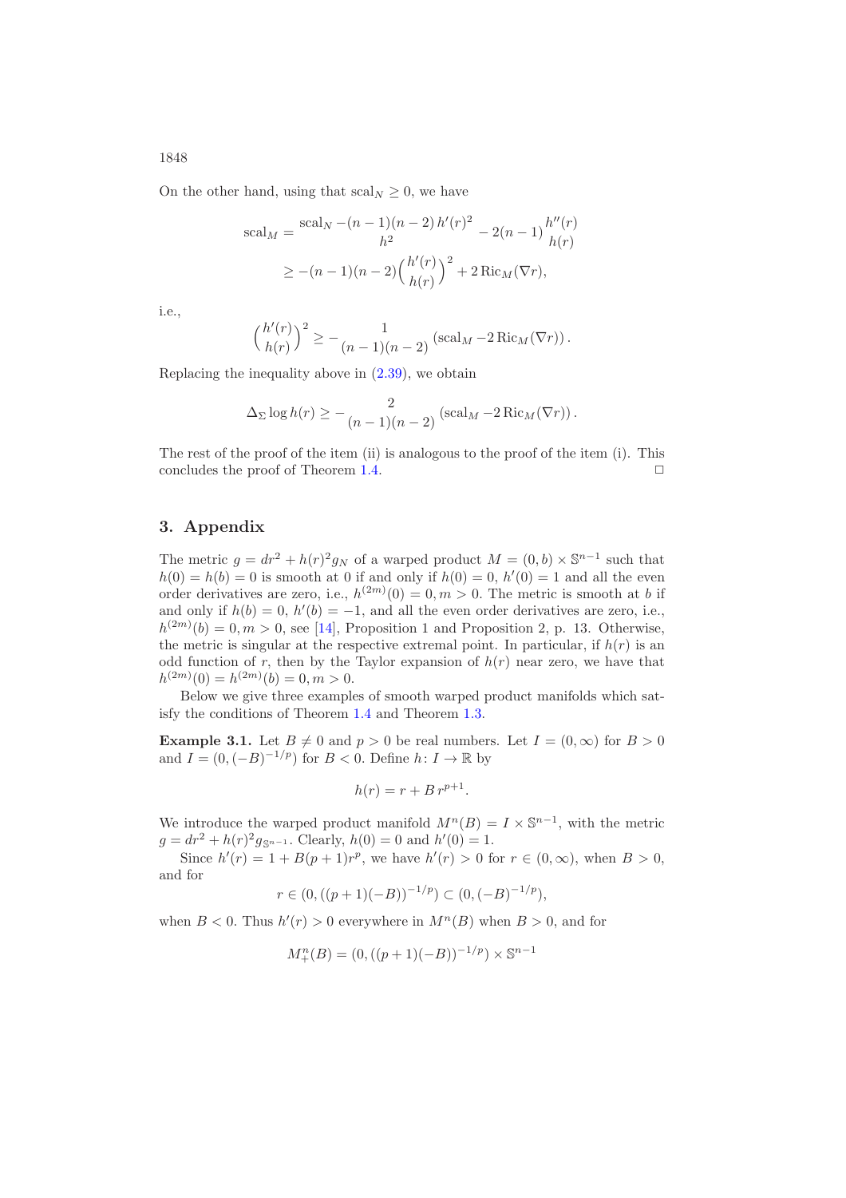On the other hand, using that $\mathrm{scal}_N \geq 0$, we have

$$
\begin{aligned}
\mathrm{scal}_M &= \frac{\mathrm{scal}_N - (n-1)(n-2)\,h'(r)^2}{h^2} - 2(n-1)\frac{h''(r)}{h(r)} \\
&\geq -(n-1)(n-2)\Big(\frac{h'(r)}{h(r)}\Big)^2 + 2\,\mathrm{Ric}_M(\nabla r),
\end{aligned}
$$

i.e.,

$$
\Big(\frac{h'(r)}{h(r)}\Big)^2 \geq -\frac{1}{(n-1)(n-2)}\left(\mathrm{scal}_M - 2\,\mathrm{Ric}_M(\nabla r)\right).
$$

Replacing the inequality above in (2.39), we obtain

$$
\Delta_\Sigma \log h(r) \geq -\frac{2}{(n-1)(n-2)}\left(\mathrm{scal}_M - 2\,\mathrm{Ric}_M(\nabla r)\right).
$$

The rest of the proof of the item (ii) is analogous to the proof of the item (i). This concludes the proof of Theorem 1.4. □

## 3. Appendix

The metric $g = dr^2 + h(r)^2 g_N$ of a warped product $M = (0,b) \times \mathbb{S}^{n-1}$ such that $h(0) = h(b) = 0$ is smooth at 0 if and only if $h(0) = 0$, $h'(0) = 1$ and all the even order derivatives are zero, i.e., $h^{(2m)}(0) = 0, m > 0$. The metric is smooth at $b$ if and only if $h(b) = 0$, $h'(b) = -1$, and all the even order derivatives are zero, i.e., $h^{(2m)}(b) = 0, m > 0$, see [14], Proposition 1 and Proposition 2, p. 13. Otherwise, the metric is singular at the respective extremal point. In particular, if $h(r)$ is an odd function of $r$, then by the Taylor expansion of $h(r)$ near zero, we have that $h^{(2m)}(0) = h^{(2m)}(b) = 0, m > 0$.

Below we give three examples of smooth warped product manifolds which satisfy the conditions of Theorem 1.4 and Theorem 1.3.

**Example 3.1.** Let $B \neq 0$ and $p > 0$ be real numbers. Let $I = (0, \infty)$ for $B > 0$ and $I = (0, (-B)^{-1/p})$ for $B < 0$. Define $h\colon I \to \mathbb{R}$ by

$$
h(r) = r + B\,r^{p+1}.
$$

We introduce the warped product manifold $M^n(B) = I \times \mathbb{S}^{n-1}$, with the metric $g = dr^2 + h(r)^2 g_{\mathbb{S}^{n-1}}$. Clearly, $h(0) = 0$ and $h'(0) = 1$.

Since $h'(r) = 1 + B(p+1)r^p$, we have $h'(r) > 0$ for $r \in (0, \infty)$, when $B > 0$, and for

$$
r \in (0, ((p+1)(-B))^{-1/p}) \subset (0, (-B)^{-1/p}),
$$

when $B < 0$. Thus $h'(r) > 0$ everywhere in $M^n(B)$ when $B > 0$, and for

$$
M^n_+(B) = (0, ((p+1)(-B))^{-1/p}) \times \mathbb{S}^{n-1}
$$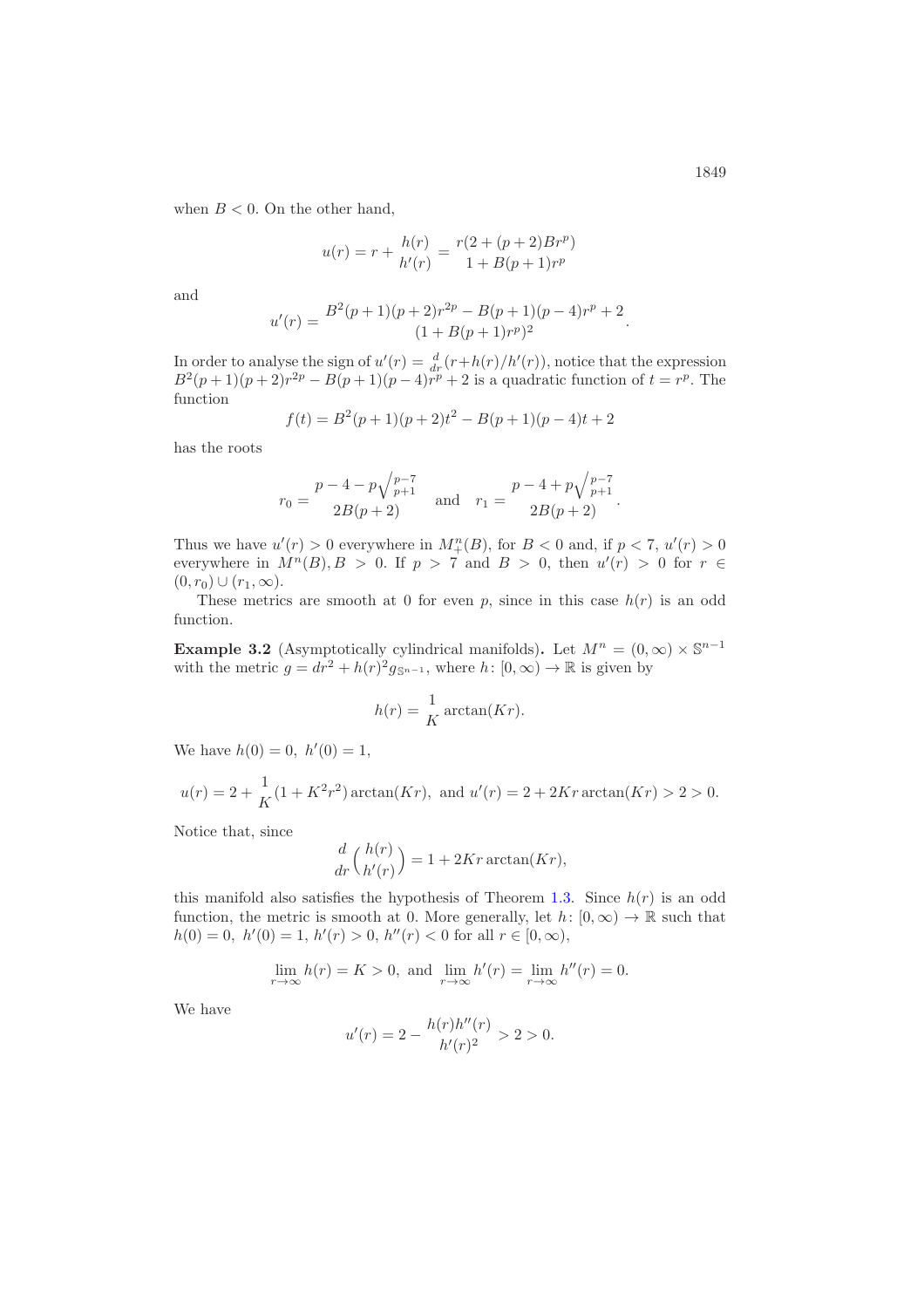when $B < 0$. On the other hand,

$$u(r) = r + \frac{h(r)}{h'(r)} = \frac{r(2 + (p+2)Br^p)}{1 + B(p+1)r^p}$$

and

$$u'(r) = \frac{B^2(p+1)(p+2)r^{2p} - B(p+1)(p-4)r^p + 2}{(1 + B(p+1)r^p)^2}.$$

In order to analyse the sign of $u'(r) = \frac{d}{dr}(r + h(r)/h'(r))$, notice that the expression $B^2(p+1)(p+2)r^{2p} - B(p+1)(p-4)r^p + 2$ is a quadratic function of $t = r^p$. The function

$$f(t) = B^2(p+1)(p+2)t^2 - B(p+1)(p-4)t + 2$$

has the roots

$$r_0 = \frac{p - 4 - p\sqrt{\frac{p-7}{p+1}}}{2B(p+2)} \quad \text{and} \quad r_1 = \frac{p - 4 + p\sqrt{\frac{p-7}{p+1}}}{2B(p+2)}.$$

Thus we have $u'(r) > 0$ everywhere in $M^n_+(B)$, for $B < 0$ and, if $p < 7$, $u'(r) > 0$ everywhere in $M^n(B), B > 0$. If $p > 7$ and $B > 0$, then $u'(r) > 0$ for $r \in (0, r_0) \cup (r_1, \infty)$.

These metrics are smooth at 0 for even $p$, since in this case $h(r)$ is an odd function.

**Example 3.2** (Asymptotically cylindrical manifolds)**.** Let $M^n = (0,\infty) \times \mathbb{S}^{n-1}$ with the metric $g = dr^2 + h(r)^2 g_{\mathbb{S}^{n-1}}$, where $h\colon [0,\infty) \to \mathbb{R}$ is given by

$$h(r) = \frac{1}{K}\arctan(Kr).$$

We have $h(0) = 0,\ h'(0) = 1$,

$$u(r) = 2 + \frac{1}{K}(1 + K^2r^2)\arctan(Kr), \text{ and } u'(r) = 2 + 2Kr\arctan(Kr) > 2 > 0.$$

Notice that, since

$$\frac{d}{dr}\Big(\frac{h(r)}{h'(r)}\Big) = 1 + 2Kr\arctan(Kr),$$

this manifold also satisfies the hypothesis of Theorem 1.3. Since $h(r)$ is an odd function, the metric is smooth at 0. More generally, let $h\colon [0,\infty) \to \mathbb{R}$ such that $h(0) = 0,\ h'(0) = 1,\ h'(r) > 0,\ h''(r) < 0$ for all $r \in [0,\infty)$,

$$\lim_{r\to\infty} h(r) = K > 0, \text{ and } \lim_{r\to\infty} h'(r) = \lim_{r\to\infty} h''(r) = 0.$$

We have

$$u'(r) = 2 - \frac{h(r)h''(r)}{h'(r)^2} > 2 > 0.$$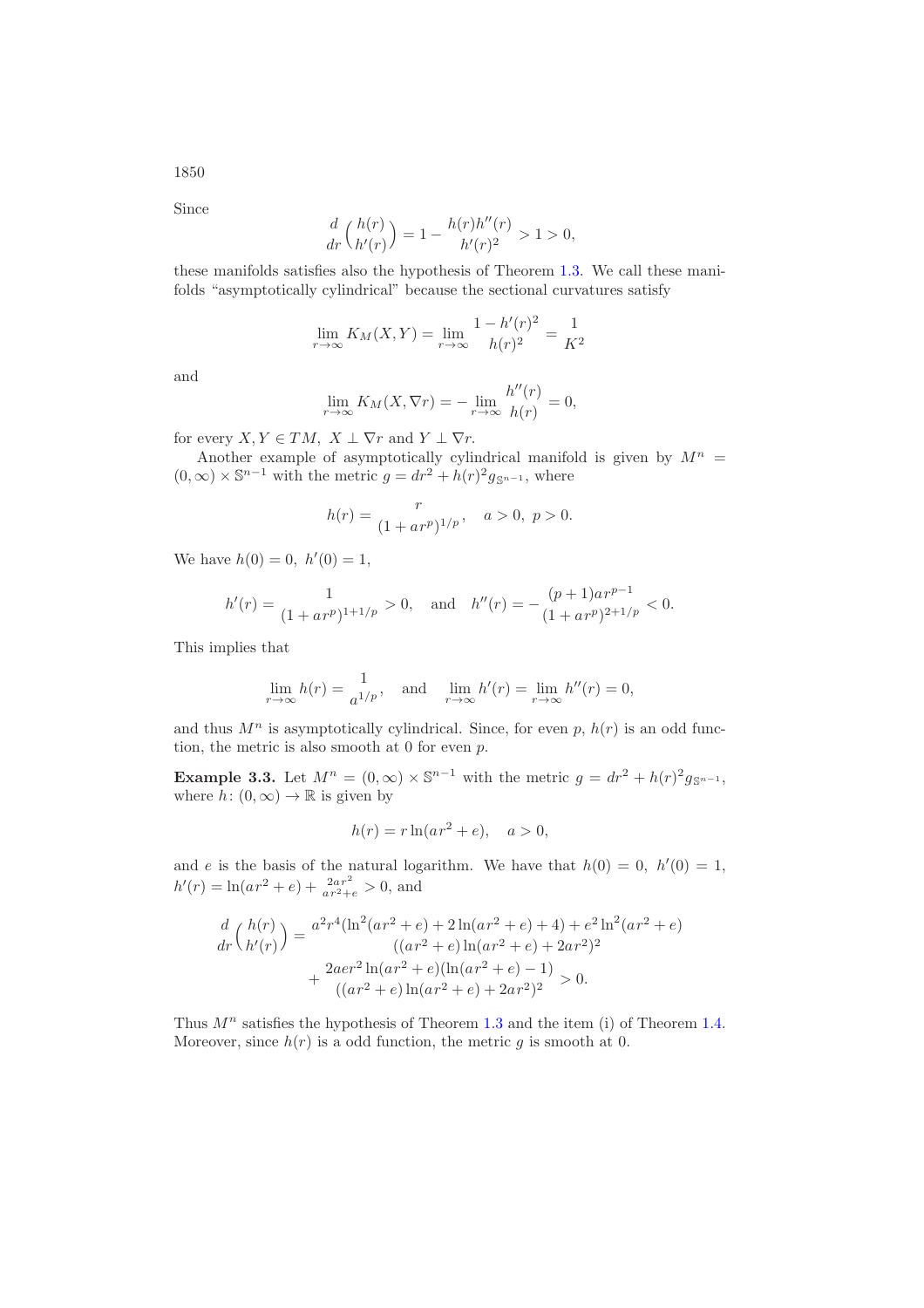Since

$$\frac{d}{dr}\left(\frac{h(r)}{h'(r)}\right) = 1 - \frac{h(r)h''(r)}{h'(r)^2} > 1 > 0,$$

these manifolds satisfies also the hypothesis of Theorem 1.3. We call these manifolds "asymptotically cylindrical" because the sectional curvatures satisfy

$$\lim_{r\to\infty} K_M(X,Y) = \lim_{r\to\infty} \frac{1-h'(r)^2}{h(r)^2} = \frac{1}{K^2}$$

and

$$\lim_{r\to\infty} K_M(X,\nabla r) = -\lim_{r\to\infty} \frac{h''(r)}{h(r)} = 0,$$

for every $X, Y \in TM$, $X \perp \nabla r$ and $Y \perp \nabla r$.

Another example of asymptotically cylindrical manifold is given by $M^n = (0,\infty)\times \mathbb{S}^{n-1}$ with the metric $g = dr^2 + h(r)^2 g_{\mathbb{S}^{n-1}}$, where

$$h(r) = \frac{r}{(1+ar^p)^{1/p}}, \quad a>0,\ p>0.$$

We have $h(0)=0,\ h'(0)=1$,

$$h'(r) = \frac{1}{(1+ar^p)^{1+1/p}} > 0, \quad \text{and} \quad h''(r) = -\frac{(p+1)ar^{p-1}}{(1+ar^p)^{2+1/p}} < 0.$$

This implies that

$$\lim_{r\to\infty} h(r) = \frac{1}{a^{1/p}}, \quad \text{and} \quad \lim_{r\to\infty} h'(r) = \lim_{r\to\infty} h''(r) = 0,$$

and thus $M^n$ is asymptotically cylindrical. Since, for even $p$, $h(r)$ is an odd function, the metric is also smooth at 0 for even $p$.

**Example 3.3.** Let $M^n = (0,\infty)\times \mathbb{S}^{n-1}$ with the metric $g = dr^2 + h(r)^2 g_{\mathbb{S}^{n-1}}$, where $h\colon (0,\infty)\to\mathbb{R}$ is given by

$$h(r) = r\ln(ar^2+e), \quad a>0,$$

and $e$ is the basis of the natural logarithm. We have that $h(0)=0,\ h'(0)=1$, $h'(r) = \ln(ar^2+e) + \frac{2ar^2}{ar^2+e} > 0$, and

$$\begin{aligned}
\frac{d}{dr}\left(\frac{h(r)}{h'(r)}\right) &= \frac{a^2r^4(\ln^2(ar^2+e)+2\ln(ar^2+e)+4)+e^2\ln^2(ar^2+e)}{((ar^2+e)\ln(ar^2+e)+2ar^2)^2} \\
&\quad + \frac{2aer^2\ln(ar^2+e)(\ln(ar^2+e)-1)}{((ar^2+e)\ln(ar^2+e)+2ar^2)^2} > 0.
\end{aligned}$$

Thus $M^n$ satisfies the hypothesis of Theorem 1.3 and the item (i) of Theorem 1.4. Moreover, since $h(r)$ is a odd function, the metric $g$ is smooth at 0.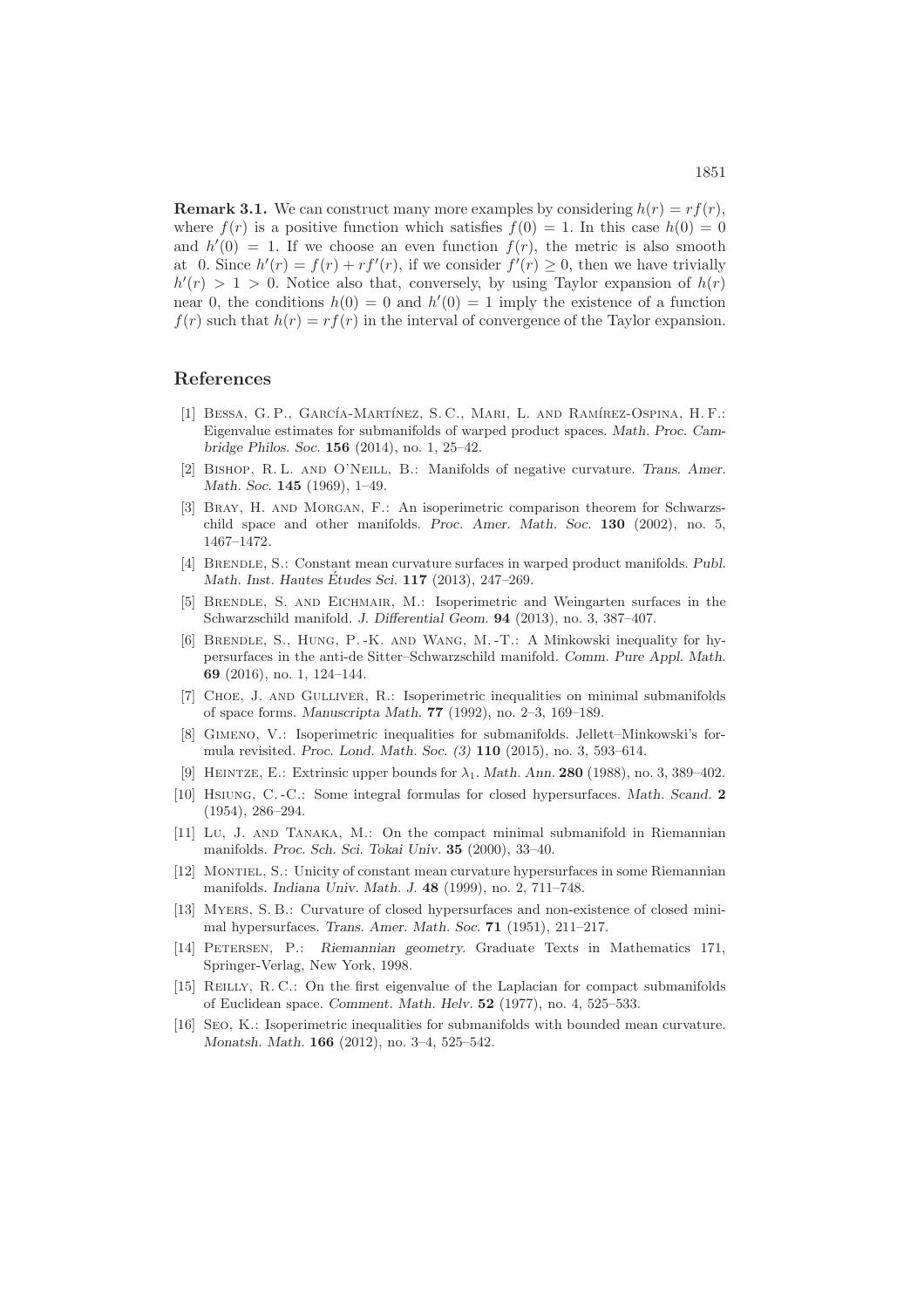**Remark 3.1.** We can construct many more examples by considering $h(r) = rf(r)$, where $f(r)$ is a positive function which satisfies $f(0) = 1$. In this case $h(0) = 0$ and $h'(0) = 1$. If we choose an even function $f(r)$, the metric is also smooth at 0. Since $h'(r) = f(r) + rf'(r)$, if we consider $f'(r) \geq 0$, then we have trivially $h'(r) > 1 > 0$. Notice also that, conversely, by using Taylor expansion of $h(r)$ near 0, the conditions $h(0) = 0$ and $h'(0) = 1$ imply the existence of a function $f(r)$ such that $h(r) = rf(r)$ in the interval of convergence of the Taylor expansion.

## References

[1] Bessa, G. P., García-Martínez, S. C., Mari, L. and Ramírez-Ospina, H. F.: Eigenvalue estimates for submanifolds of warped product spaces. *Math. Proc. Cambridge Philos. Soc.* **156** (2014), no. 1, 25–42.

[2] Bishop, R. L. and O'Neill, B.: Manifolds of negative curvature. *Trans. Amer. Math. Soc.* **145** (1969), 1–49.

[3] Bray, H. and Morgan, F.: An isoperimetric comparison theorem for Schwarzschild space and other manifolds. *Proc. Amer. Math. Soc.* **130** (2002), no. 5, 1467–1472.

[4] Brendle, S.: Constant mean curvature surfaces in warped product manifolds. *Publ. Math. Inst. Hautes Études Sci.* **117** (2013), 247–269.

[5] Brendle, S. and Eichmair, M.: Isoperimetric and Weingarten surfaces in the Schwarzschild manifold. *J. Differential Geom.* **94** (2013), no. 3, 387–407.

[6] Brendle, S., Hung, P.-K. and Wang, M.-T.: A Minkowski inequality for hypersurfaces in the anti-de Sitter–Schwarzschild manifold. *Comm. Pure Appl. Math.* **69** (2016), no. 1, 124–144.

[7] Choe, J. and Gulliver, R.: Isoperimetric inequalities on minimal submanifolds of space forms. *Manuscripta Math.* **77** (1992), no. 2–3, 169–189.

[8] Gimeno, V.: Isoperimetric inequalities for submanifolds. Jellett–Minkowski's formula revisited. *Proc. Lond. Math. Soc. (3)* **110** (2015), no. 3, 593–614.

[9] Heintze, E.: Extrinsic upper bounds for $\lambda_1$. *Math. Ann.* **280** (1988), no. 3, 389–402.

[10] Hsiung, C.-C.: Some integral formulas for closed hypersurfaces. *Math. Scand.* **2** (1954), 286–294.

[11] Lu, J. and Tanaka, M.: On the compact minimal submanifold in Riemannian manifolds. *Proc. Sch. Sci. Tokai Univ.* **35** (2000), 33–40.

[12] Montiel, S.: Unicity of constant mean curvature hypersurfaces in some Riemannian manifolds. *Indiana Univ. Math. J.* **48** (1999), no. 2, 711–748.

[13] Myers, S. B.: Curvature of closed hypersurfaces and non-existence of closed minimal hypersurfaces. *Trans. Amer. Math. Soc.* **71** (1951), 211–217.

[14] Petersen, P.: *Riemannian geometry.* Graduate Texts in Mathematics 171, Springer-Verlag, New York, 1998.

[15] Reilly, R. C.: On the first eigenvalue of the Laplacian for compact submanifolds of Euclidean space. *Comment. Math. Helv.* **52** (1977), no. 4, 525–533.

[16] Seo, K.: Isoperimetric inequalities for submanifolds with bounded mean curvature. *Monatsh. Math.* **166** (2012), no. 3–4, 525–542.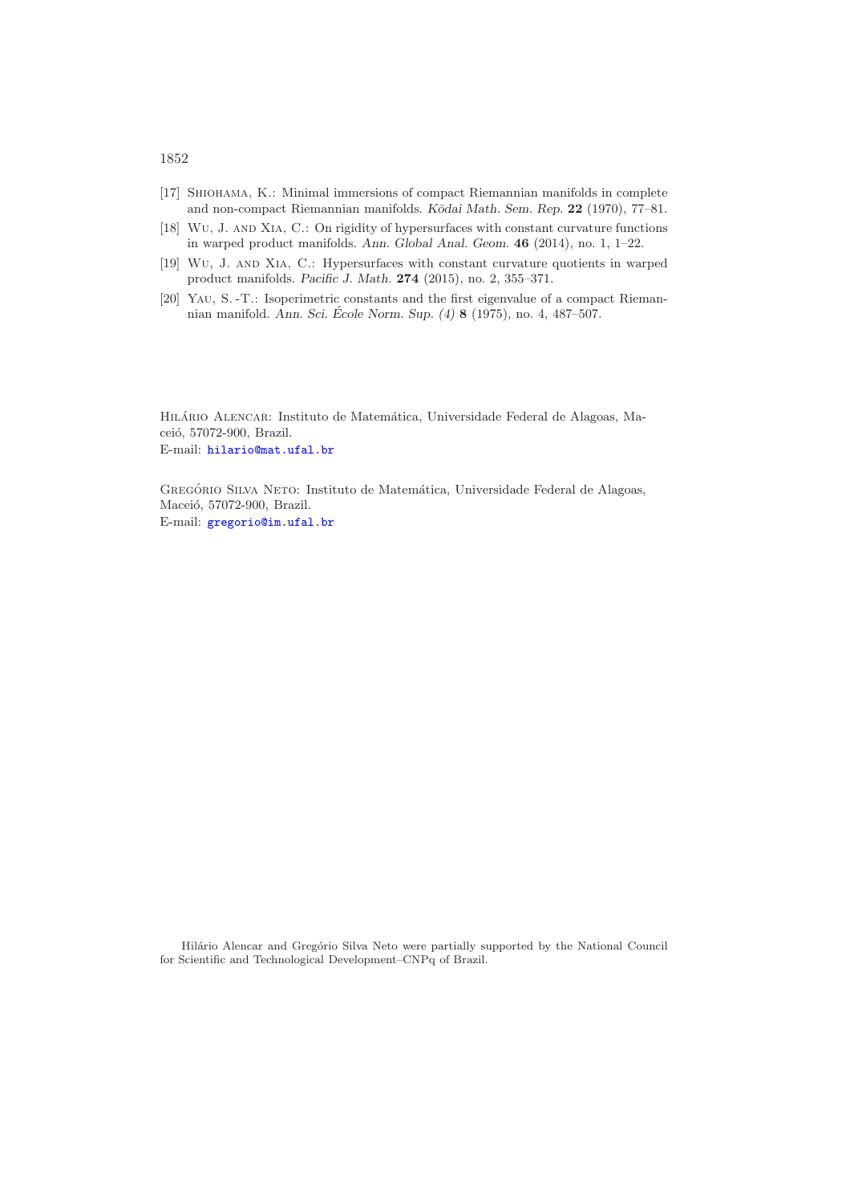[17] Shiohama, K.: Minimal immersions of compact Riemannian manifolds in complete and non-compact Riemannian manifolds. *Kōdai Math. Sem. Rep.* **22** (1970), 77–81.

[18] Wu, J. and Xia, C.: On rigidity of hypersurfaces with constant curvature functions in warped product manifolds. *Ann. Global Anal. Geom.* **46** (2014), no. 1, 1–22.

[19] Wu, J. and Xia, C.: Hypersurfaces with constant curvature quotients in warped product manifolds. *Pacific J. Math.* **274** (2015), no. 2, 355–371.

[20] Yau, S.-T.: Isoperimetric constants and the first eigenvalue of a compact Riemannian manifold. *Ann. Sci. École Norm. Sup. (4)* **8** (1975), no. 4, 487–507.

Hilário Alencar: Instituto de Matemática, Universidade Federal de Alagoas, Maceió, 57072-900, Brazil.
E-mail: hilario@mat.ufal.br

Gregório Silva Neto: Instituto de Matemática, Universidade Federal de Alagoas, Maceió, 57072-900, Brazil.
E-mail: gregorio@im.ufal.br

Hilário Alencar and Gregório Silva Neto were partially supported by the National Council for Scientific and Technological Development–CNPq of Brazil.